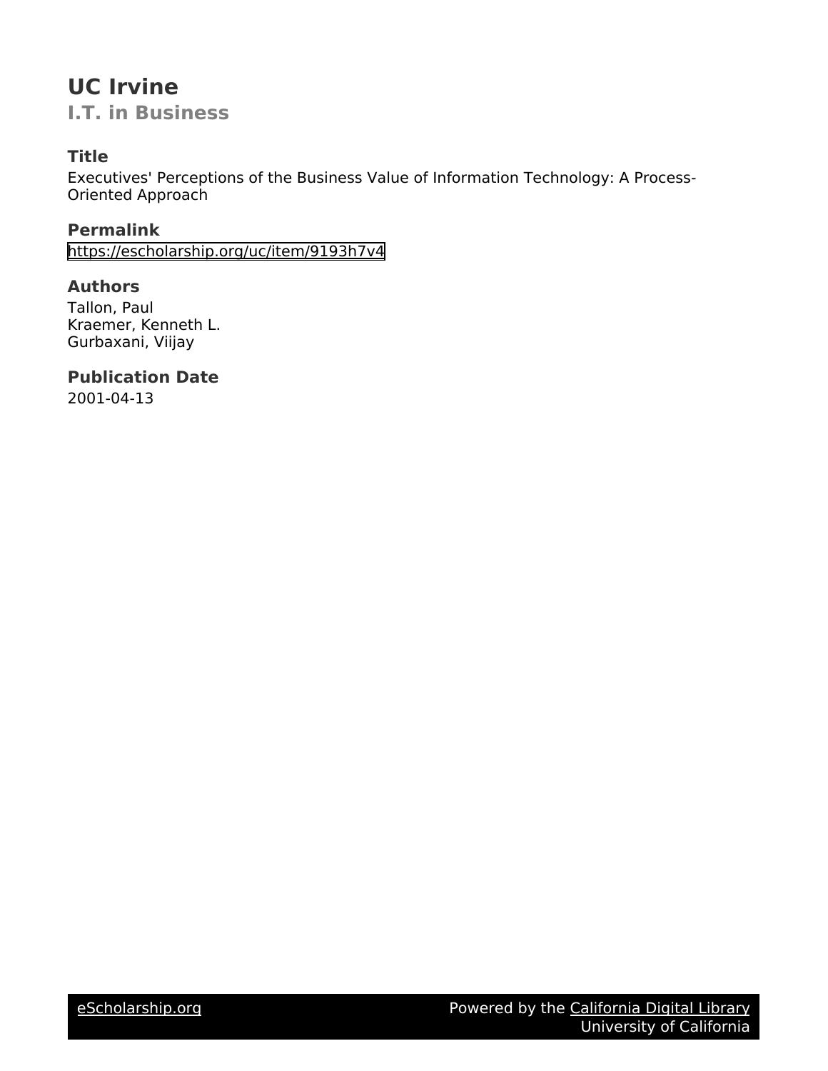# UC Irvine

## I.T. in Business

### Title

Executives' Perceptions of the Business Value of Information Technology: A Process-Oriented Approach

### Permalink

https://escholarship.org/uc/item/9193h7v4

### Authors

Tallon, Paul
Kraemer, Kenneth L.
Gurbaxani, Viijay

### Publication Date

2001-04-13

eScholarship.org    Powered by the California Digital Library
University of California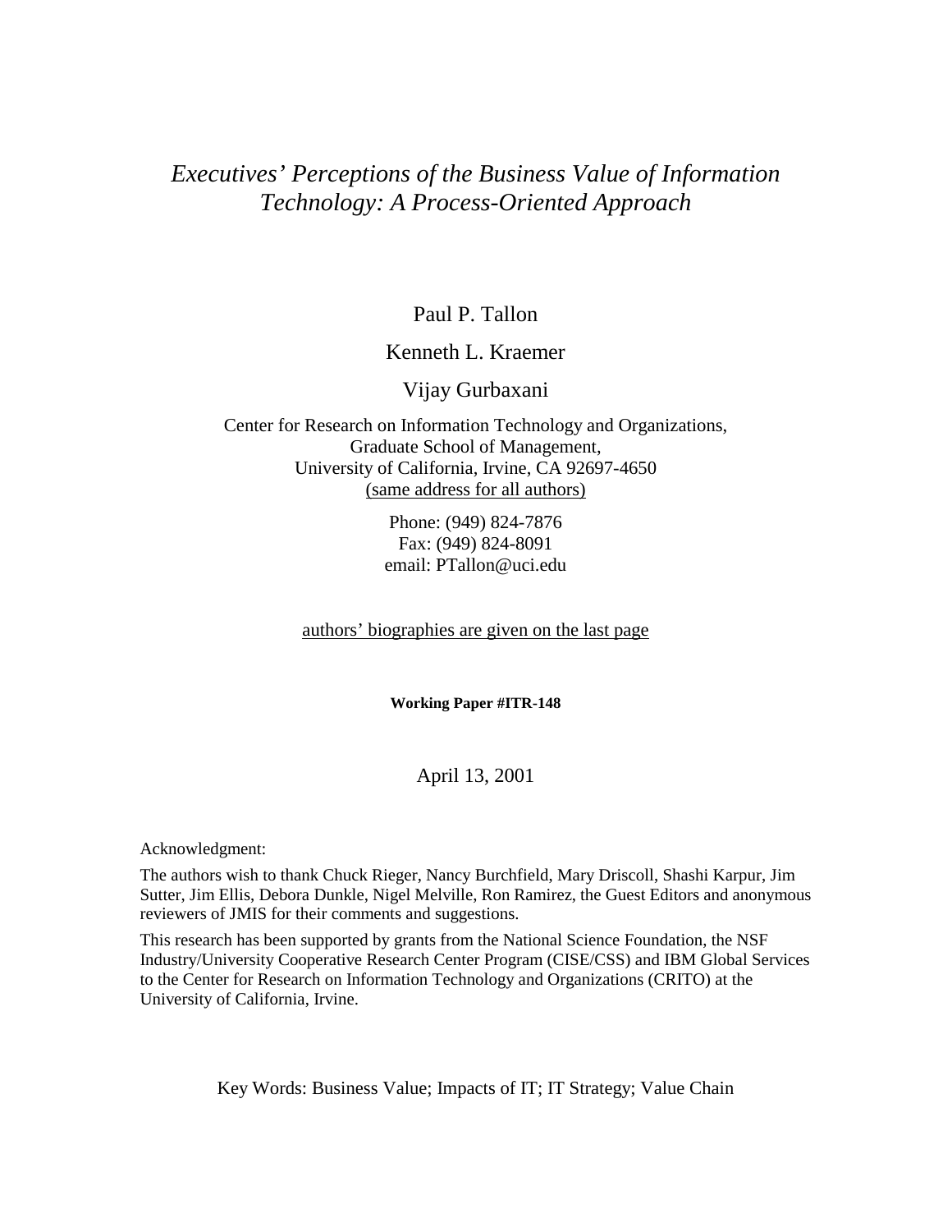# *Executives' Perceptions of the Business Value of Information Technology: A Process-Oriented Approach*

Paul P. Tallon

Kenneth L. Kraemer

Vijay Gurbaxani

Center for Research on Information Technology and Organizations,
Graduate School of Management,
University of California, Irvine, CA 92697-4650
(same address for all authors)

Phone: (949) 824-7876
Fax: (949) 824-8091
email: PTallon@uci.edu

authors' biographies are given on the last page

**Working Paper #ITR-148**

April 13, 2001

Acknowledgment:

The authors wish to thank Chuck Rieger, Nancy Burchfield, Mary Driscoll, Shashi Karpur, Jim Sutter, Jim Ellis, Debora Dunkle, Nigel Melville, Ron Ramirez, the Guest Editors and anonymous reviewers of JMIS for their comments and suggestions.

This research has been supported by grants from the National Science Foundation, the NSF Industry/University Cooperative Research Center Program (CISE/CSS) and IBM Global Services to the Center for Research on Information Technology and Organizations (CRITO) at the University of California, Irvine.

Key Words: Business Value; Impacts of IT; IT Strategy; Value Chain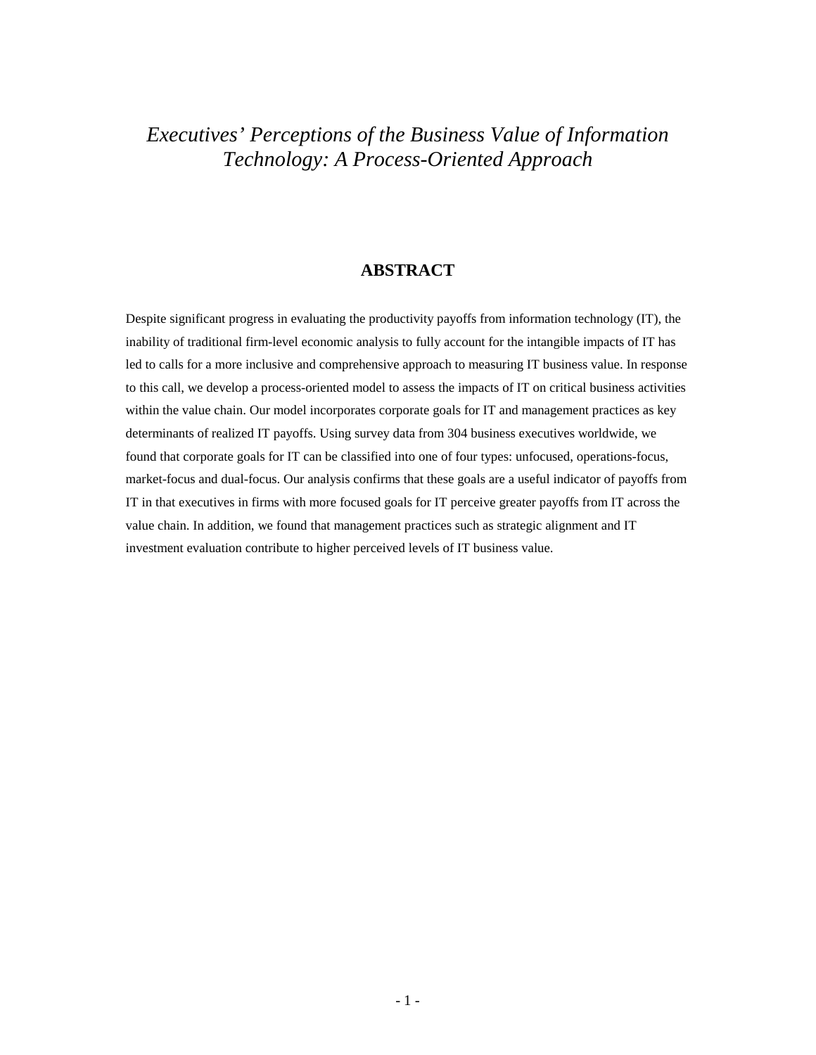# *Executives' Perceptions of the Business Value of Information Technology: A Process-Oriented Approach*

## ABSTRACT

Despite significant progress in evaluating the productivity payoffs from information technology (IT), the inability of traditional firm-level economic analysis to fully account for the intangible impacts of IT has led to calls for a more inclusive and comprehensive approach to measuring IT business value. In response to this call, we develop a process-oriented model to assess the impacts of IT on critical business activities within the value chain. Our model incorporates corporate goals for IT and management practices as key determinants of realized IT payoffs. Using survey data from 304 business executives worldwide, we found that corporate goals for IT can be classified into one of four types: unfocused, operations-focus, market-focus and dual-focus. Our analysis confirms that these goals are a useful indicator of payoffs from IT in that executives in firms with more focused goals for IT perceive greater payoffs from IT across the value chain. In addition, we found that management practices such as strategic alignment and IT investment evaluation contribute to higher perceived levels of IT business value.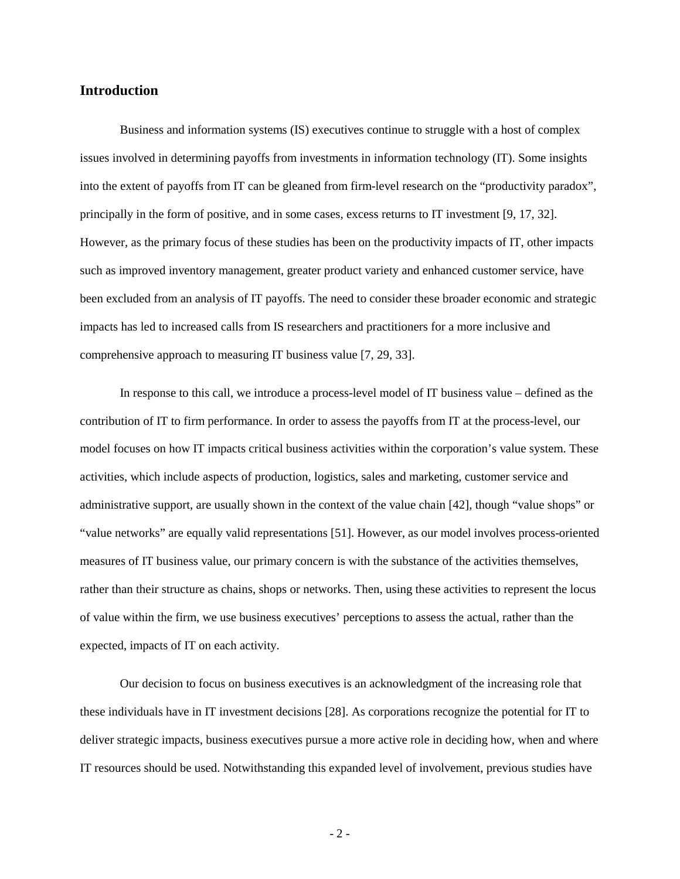## Introduction

Business and information systems (IS) executives continue to struggle with a host of complex issues involved in determining payoffs from investments in information technology (IT). Some insights into the extent of payoffs from IT can be gleaned from firm-level research on the "productivity paradox", principally in the form of positive, and in some cases, excess returns to IT investment [9, 17, 32]. However, as the primary focus of these studies has been on the productivity impacts of IT, other impacts such as improved inventory management, greater product variety and enhanced customer service, have been excluded from an analysis of IT payoffs. The need to consider these broader economic and strategic impacts has led to increased calls from IS researchers and practitioners for a more inclusive and comprehensive approach to measuring IT business value [7, 29, 33].

In response to this call, we introduce a process-level model of IT business value – defined as the contribution of IT to firm performance. In order to assess the payoffs from IT at the process-level, our model focuses on how IT impacts critical business activities within the corporation's value system. These activities, which include aspects of production, logistics, sales and marketing, customer service and administrative support, are usually shown in the context of the value chain [42], though "value shops" or "value networks" are equally valid representations [51]. However, as our model involves process-oriented measures of IT business value, our primary concern is with the substance of the activities themselves, rather than their structure as chains, shops or networks. Then, using these activities to represent the locus of value within the firm, we use business executives' perceptions to assess the actual, rather than the expected, impacts of IT on each activity.

Our decision to focus on business executives is an acknowledgment of the increasing role that these individuals have in IT investment decisions [28]. As corporations recognize the potential for IT to deliver strategic impacts, business executives pursue a more active role in deciding how, when and where IT resources should be used. Notwithstanding this expanded level of involvement, previous studies have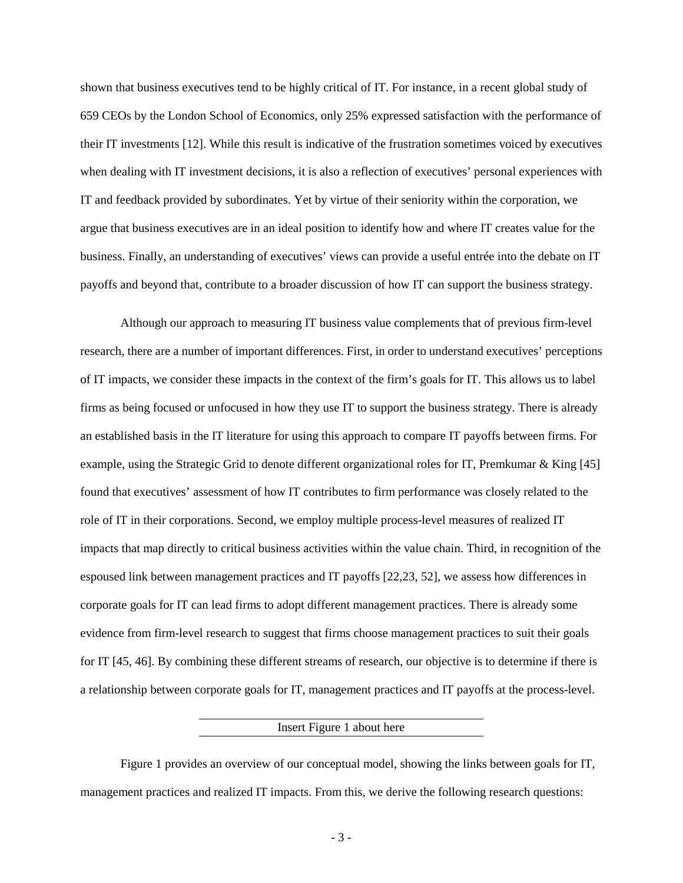shown that business executives tend to be highly critical of IT. For instance, in a recent global study of 659 CEOs by the London School of Economics, only 25% expressed satisfaction with the performance of their IT investments [12]. While this result is indicative of the frustration sometimes voiced by executives when dealing with IT investment decisions, it is also a reflection of executives' personal experiences with IT and feedback provided by subordinates. Yet by virtue of their seniority within the corporation, we argue that business executives are in an ideal position to identify how and where IT creates value for the business. Finally, an understanding of executives' views can provide a useful entrée into the debate on IT payoffs and beyond that, contribute to a broader discussion of how IT can support the business strategy.

Although our approach to measuring IT business value complements that of previous firm-level research, there are a number of important differences. First, in order to understand executives' perceptions of IT impacts, we consider these impacts in the context of the firm's goals for IT. This allows us to label firms as being focused or unfocused in how they use IT to support the business strategy. There is already an established basis in the IT literature for using this approach to compare IT payoffs between firms. For example, using the Strategic Grid to denote different organizational roles for IT, Premkumar & King [45] found that executives' assessment of how IT contributes to firm performance was closely related to the role of IT in their corporations. Second, we employ multiple process-level measures of realized IT impacts that map directly to critical business activities within the value chain. Third, in recognition of the espoused link between management practices and IT payoffs [22,23, 52], we assess how differences in corporate goals for IT can lead firms to adopt different management practices. There is already some evidence from firm-level research to suggest that firms choose management practices to suit their goals for IT [45, 46]. By combining these different streams of research, our objective is to determine if there is a relationship between corporate goals for IT, management practices and IT payoffs at the process-level.

Insert Figure 1 about here

Figure 1 provides an overview of our conceptual model, showing the links between goals for IT, management practices and realized IT impacts. From this, we derive the following research questions: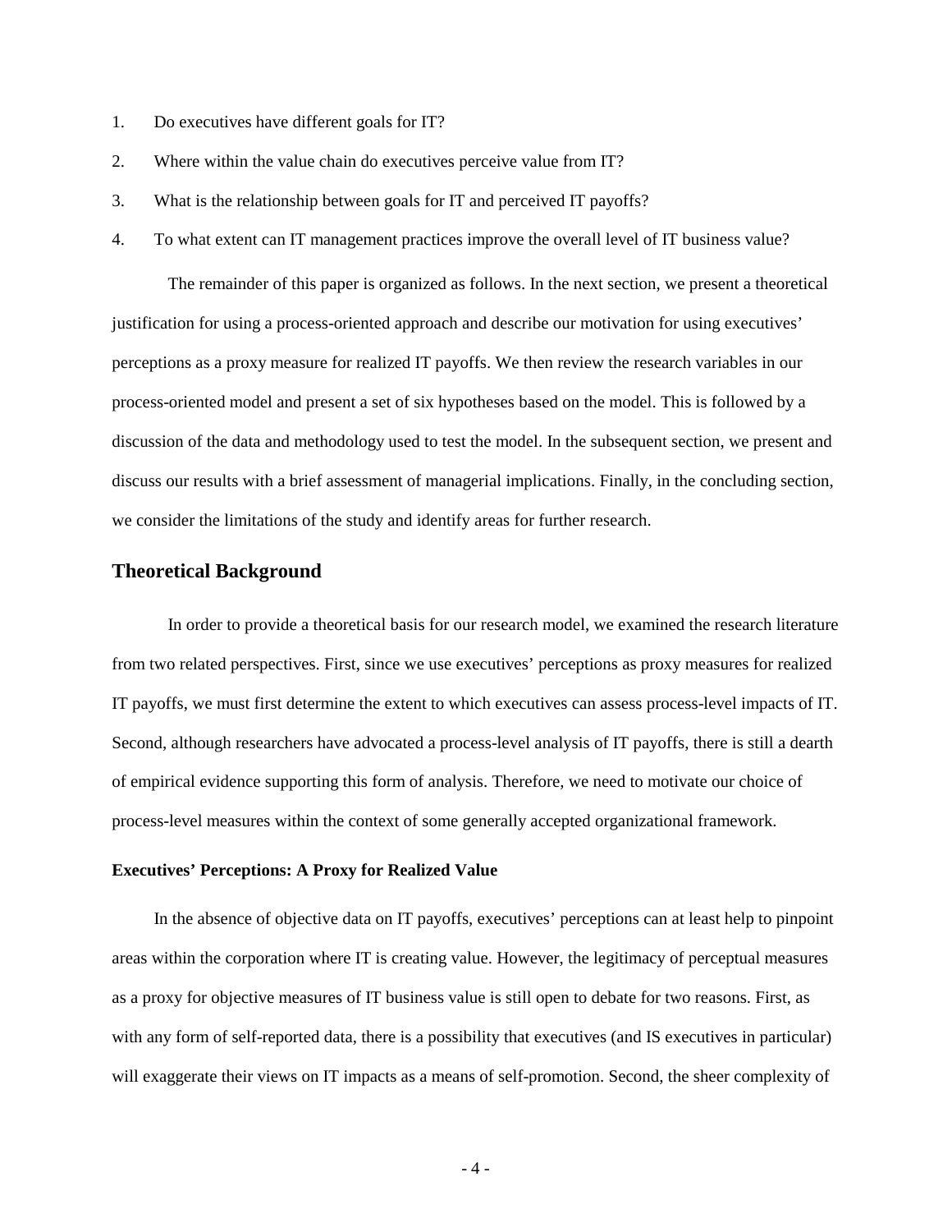1. Do executives have different goals for IT?
2. Where within the value chain do executives perceive value from IT?
3. What is the relationship between goals for IT and perceived IT payoffs?
4. To what extent can IT management practices improve the overall level of IT business value?

The remainder of this paper is organized as follows. In the next section, we present a theoretical justification for using a process-oriented approach and describe our motivation for using executives' perceptions as a proxy measure for realized IT payoffs. We then review the research variables in our process-oriented model and present a set of six hypotheses based on the model. This is followed by a discussion of the data and methodology used to test the model. In the subsequent section, we present and discuss our results with a brief assessment of managerial implications. Finally, in the concluding section, we consider the limitations of the study and identify areas for further research.

## Theoretical Background

In order to provide a theoretical basis for our research model, we examined the research literature from two related perspectives. First, since we use executives' perceptions as proxy measures for realized IT payoffs, we must first determine the extent to which executives can assess process-level impacts of IT. Second, although researchers have advocated a process-level analysis of IT payoffs, there is still a dearth of empirical evidence supporting this form of analysis. Therefore, we need to motivate our choice of process-level measures within the context of some generally accepted organizational framework.

### Executives' Perceptions: A Proxy for Realized Value

In the absence of objective data on IT payoffs, executives' perceptions can at least help to pinpoint areas within the corporation where IT is creating value. However, the legitimacy of perceptual measures as a proxy for objective measures of IT business value is still open to debate for two reasons. First, as with any form of self-reported data, there is a possibility that executives (and IS executives in particular) will exaggerate their views on IT impacts as a means of self-promotion. Second, the sheer complexity of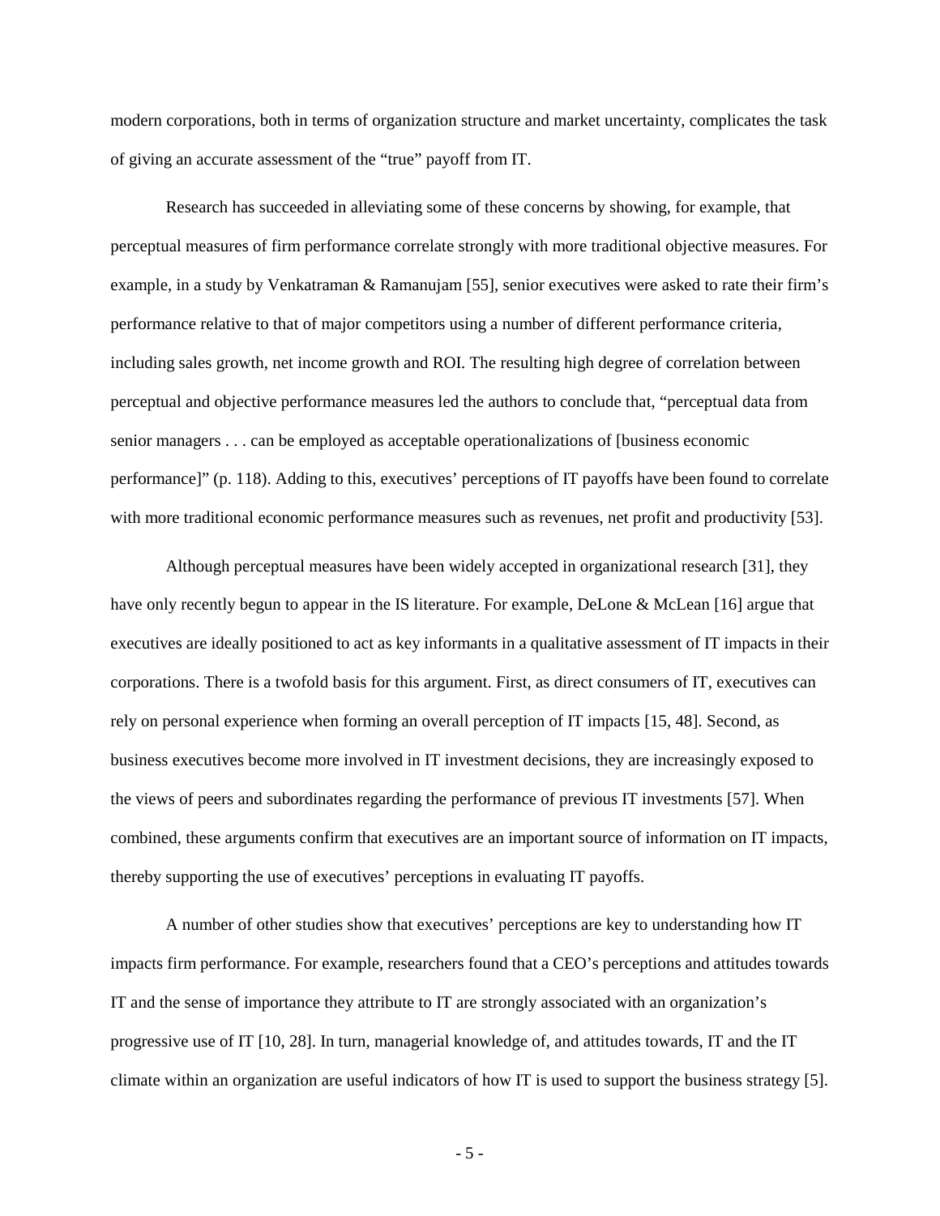modern corporations, both in terms of organization structure and market uncertainty, complicates the task of giving an accurate assessment of the "true" payoff from IT.

Research has succeeded in alleviating some of these concerns by showing, for example, that perceptual measures of firm performance correlate strongly with more traditional objective measures. For example, in a study by Venkatraman & Ramanujam [55], senior executives were asked to rate their firm's performance relative to that of major competitors using a number of different performance criteria, including sales growth, net income growth and ROI. The resulting high degree of correlation between perceptual and objective performance measures led the authors to conclude that, "perceptual data from senior managers . . . can be employed as acceptable operationalizations of [business economic performance]" (p. 118). Adding to this, executives' perceptions of IT payoffs have been found to correlate with more traditional economic performance measures such as revenues, net profit and productivity [53].

Although perceptual measures have been widely accepted in organizational research [31], they have only recently begun to appear in the IS literature. For example, DeLone & McLean [16] argue that executives are ideally positioned to act as key informants in a qualitative assessment of IT impacts in their corporations. There is a twofold basis for this argument. First, as direct consumers of IT, executives can rely on personal experience when forming an overall perception of IT impacts [15, 48]. Second, as business executives become more involved in IT investment decisions, they are increasingly exposed to the views of peers and subordinates regarding the performance of previous IT investments [57]. When combined, these arguments confirm that executives are an important source of information on IT impacts, thereby supporting the use of executives' perceptions in evaluating IT payoffs.

A number of other studies show that executives' perceptions are key to understanding how IT impacts firm performance. For example, researchers found that a CEO's perceptions and attitudes towards IT and the sense of importance they attribute to IT are strongly associated with an organization's progressive use of IT [10, 28]. In turn, managerial knowledge of, and attitudes towards, IT and the IT climate within an organization are useful indicators of how IT is used to support the business strategy [5].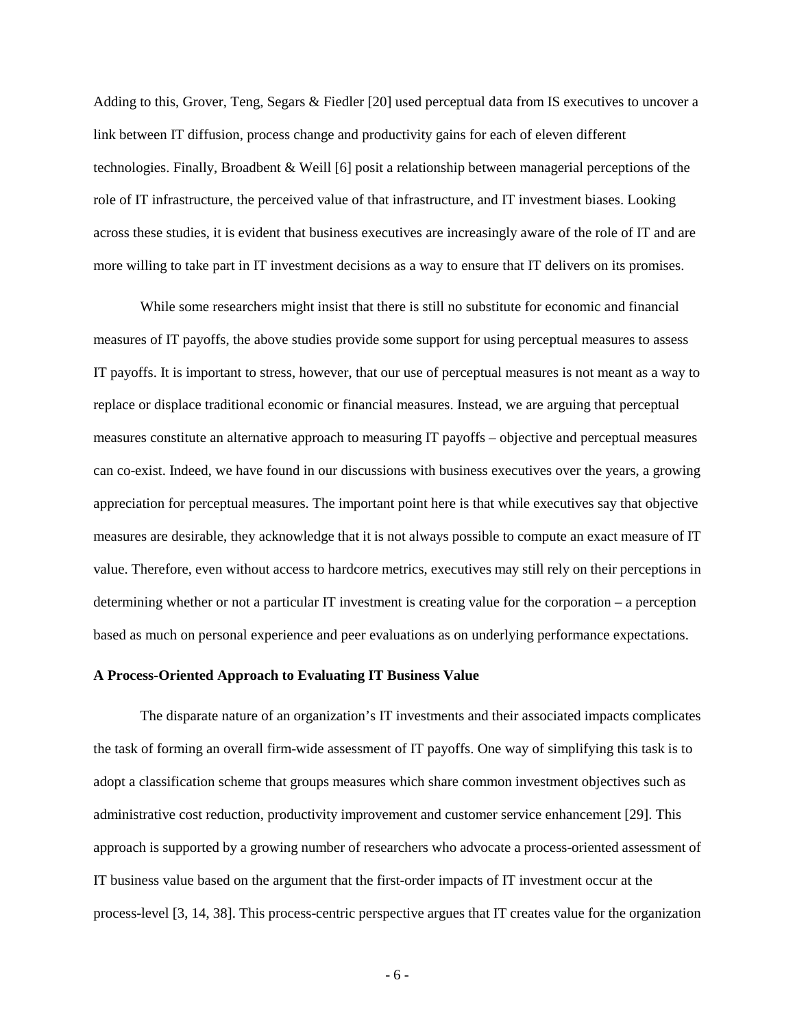Adding to this, Grover, Teng, Segars & Fiedler [20] used perceptual data from IS executives to uncover a link between IT diffusion, process change and productivity gains for each of eleven different technologies. Finally, Broadbent & Weill [6] posit a relationship between managerial perceptions of the role of IT infrastructure, the perceived value of that infrastructure, and IT investment biases. Looking across these studies, it is evident that business executives are increasingly aware of the role of IT and are more willing to take part in IT investment decisions as a way to ensure that IT delivers on its promises.

While some researchers might insist that there is still no substitute for economic and financial measures of IT payoffs, the above studies provide some support for using perceptual measures to assess IT payoffs. It is important to stress, however, that our use of perceptual measures is not meant as a way to replace or displace traditional economic or financial measures. Instead, we are arguing that perceptual measures constitute an alternative approach to measuring IT payoffs – objective and perceptual measures can co-exist. Indeed, we have found in our discussions with business executives over the years, a growing appreciation for perceptual measures. The important point here is that while executives say that objective measures are desirable, they acknowledge that it is not always possible to compute an exact measure of IT value. Therefore, even without access to hardcore metrics, executives may still rely on their perceptions in determining whether or not a particular IT investment is creating value for the corporation – a perception based as much on personal experience and peer evaluations as on underlying performance expectations.

**A Process-Oriented Approach to Evaluating IT Business Value**

The disparate nature of an organization's IT investments and their associated impacts complicates the task of forming an overall firm-wide assessment of IT payoffs. One way of simplifying this task is to adopt a classification scheme that groups measures which share common investment objectives such as administrative cost reduction, productivity improvement and customer service enhancement [29]. This approach is supported by a growing number of researchers who advocate a process-oriented assessment of IT business value based on the argument that the first-order impacts of IT investment occur at the process-level [3, 14, 38]. This process-centric perspective argues that IT creates value for the organization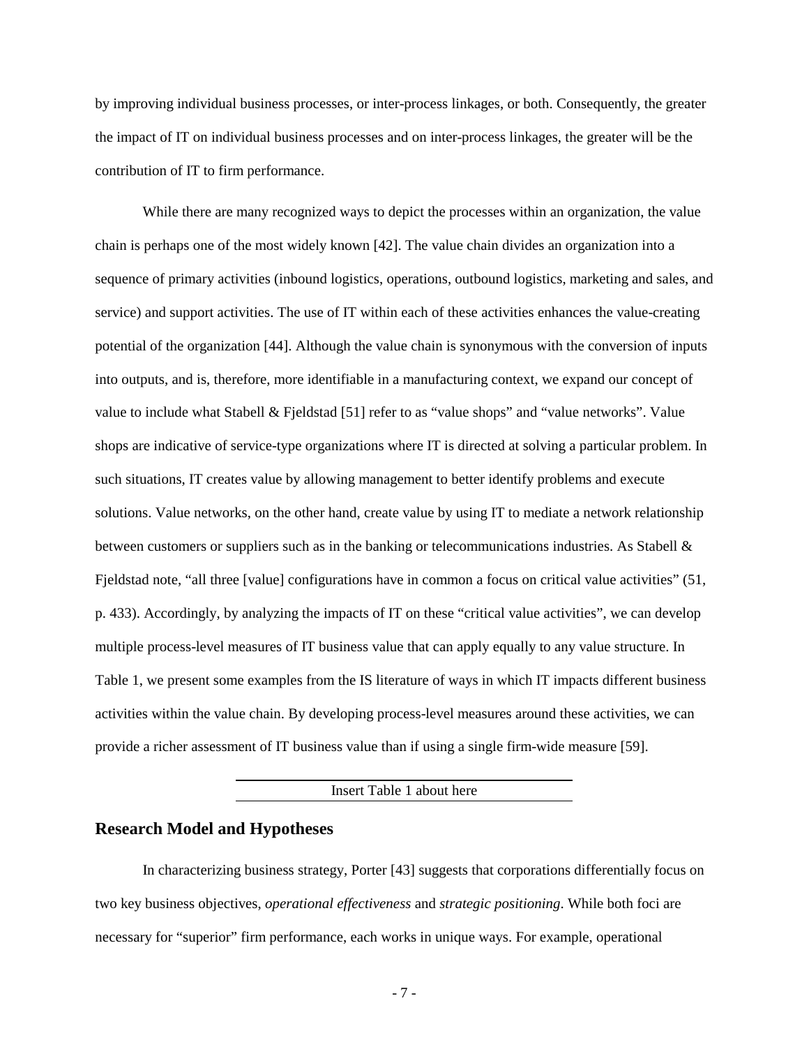by improving individual business processes, or inter-process linkages, or both. Consequently, the greater the impact of IT on individual business processes and on inter-process linkages, the greater will be the contribution of IT to firm performance.

While there are many recognized ways to depict the processes within an organization, the value chain is perhaps one of the most widely known [42]. The value chain divides an organization into a sequence of primary activities (inbound logistics, operations, outbound logistics, marketing and sales, and service) and support activities. The use of IT within each of these activities enhances the value-creating potential of the organization [44]. Although the value chain is synonymous with the conversion of inputs into outputs, and is, therefore, more identifiable in a manufacturing context, we expand our concept of value to include what Stabell & Fjeldstad [51] refer to as "value shops" and "value networks". Value shops are indicative of service-type organizations where IT is directed at solving a particular problem. In such situations, IT creates value by allowing management to better identify problems and execute solutions. Value networks, on the other hand, create value by using IT to mediate a network relationship between customers or suppliers such as in the banking or telecommunications industries. As Stabell & Fjeldstad note, "all three [value] configurations have in common a focus on critical value activities" (51, p. 433). Accordingly, by analyzing the impacts of IT on these "critical value activities", we can develop multiple process-level measures of IT business value that can apply equally to any value structure. In Table 1, we present some examples from the IS literature of ways in which IT impacts different business activities within the value chain. By developing process-level measures around these activities, we can provide a richer assessment of IT business value than if using a single firm-wide measure [59].

Insert Table 1 about here

## Research Model and Hypotheses

In characterizing business strategy, Porter [43] suggests that corporations differentially focus on two key business objectives, *operational effectiveness* and *strategic positioning*. While both foci are necessary for "superior" firm performance, each works in unique ways. For example, operational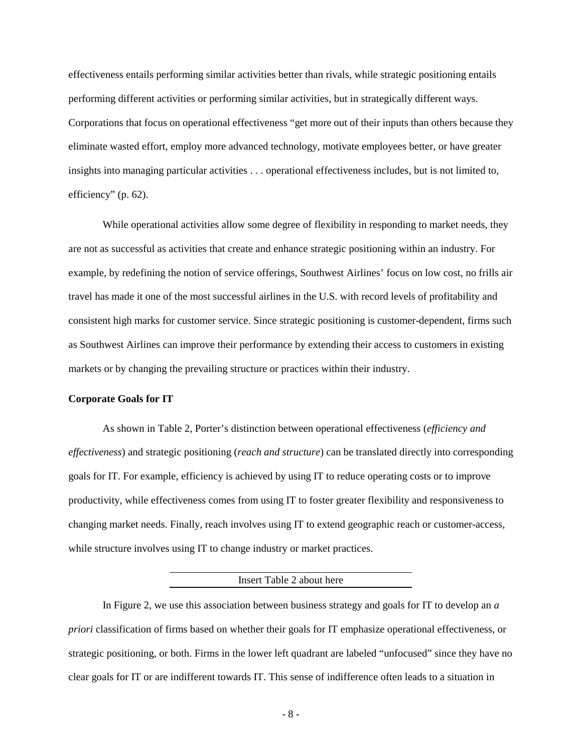effectiveness entails performing similar activities better than rivals, while strategic positioning entails performing different activities or performing similar activities, but in strategically different ways. Corporations that focus on operational effectiveness "get more out of their inputs than others because they eliminate wasted effort, employ more advanced technology, motivate employees better, or have greater insights into managing particular activities . . . operational effectiveness includes, but is not limited to, efficiency" (p. 62).

While operational activities allow some degree of flexibility in responding to market needs, they are not as successful as activities that create and enhance strategic positioning within an industry. For example, by redefining the notion of service offerings, Southwest Airlines' focus on low cost, no frills air travel has made it one of the most successful airlines in the U.S. with record levels of profitability and consistent high marks for customer service. Since strategic positioning is customer-dependent, firms such as Southwest Airlines can improve their performance by extending their access to customers in existing markets or by changing the prevailing structure or practices within their industry.

**Corporate Goals for IT**

As shown in Table 2, Porter's distinction between operational effectiveness (*efficiency and effectiveness*) and strategic positioning (*reach and structure*) can be translated directly into corresponding goals for IT. For example, efficiency is achieved by using IT to reduce operating costs or to improve productivity, while effectiveness comes from using IT to foster greater flexibility and responsiveness to changing market needs. Finally, reach involves using IT to extend geographic reach or customer-access, while structure involves using IT to change industry or market practices.

Insert Table 2 about here

In Figure 2, we use this association between business strategy and goals for IT to develop an *a priori* classification of firms based on whether their goals for IT emphasize operational effectiveness, or strategic positioning, or both. Firms in the lower left quadrant are labeled "unfocused" since they have no clear goals for IT or are indifferent towards IT. This sense of indifference often leads to a situation in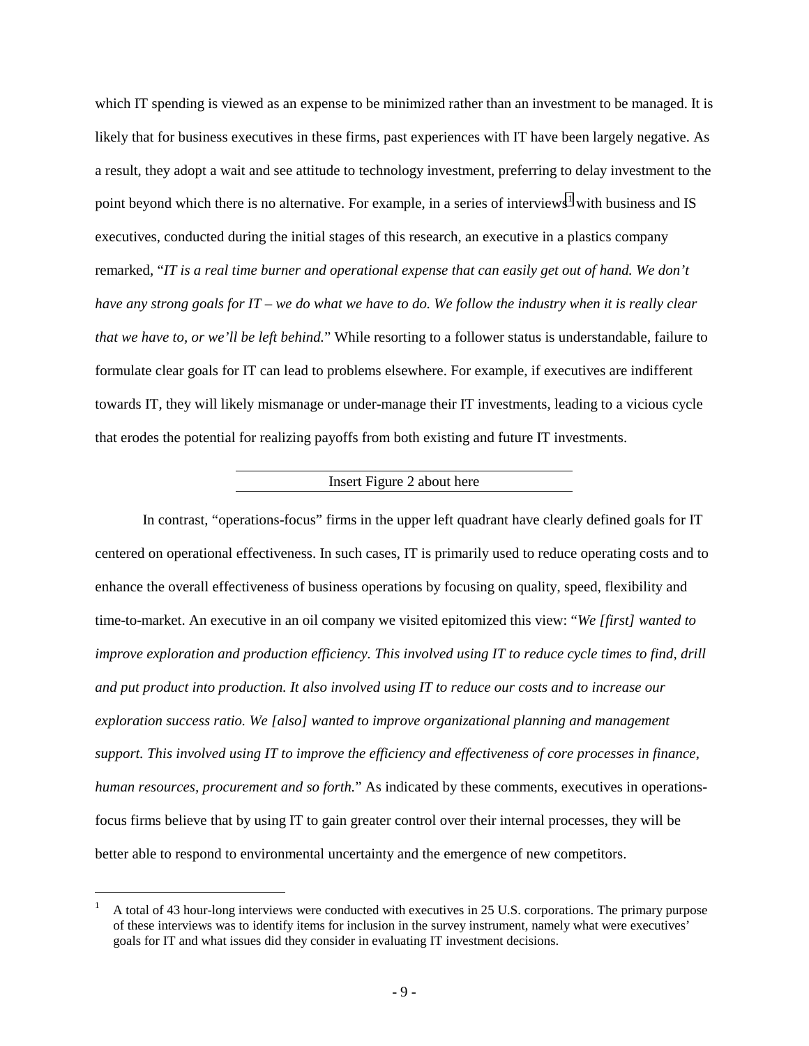which IT spending is viewed as an expense to be minimized rather than an investment to be managed. It is likely that for business executives in these firms, past experiences with IT have been largely negative. As a result, they adopt a wait and see attitude to technology investment, preferring to delay investment to the point beyond which there is no alternative. For example, in a series of interviews[1] with business and IS executives, conducted during the initial stages of this research, an executive in a plastics company remarked, "*IT is a real time burner and operational expense that can easily get out of hand. We don't have any strong goals for IT – we do what we have to do. We follow the industry when it is really clear that we have to, or we'll be left behind.*" While resorting to a follower status is understandable, failure to formulate clear goals for IT can lead to problems elsewhere. For example, if executives are indifferent towards IT, they will likely mismanage or under-manage their IT investments, leading to a vicious cycle that erodes the potential for realizing payoffs from both existing and future IT investments.

Insert Figure 2 about here

In contrast, "operations-focus" firms in the upper left quadrant have clearly defined goals for IT centered on operational effectiveness. In such cases, IT is primarily used to reduce operating costs and to enhance the overall effectiveness of business operations by focusing on quality, speed, flexibility and time-to-market. An executive in an oil company we visited epitomized this view: "*We [first] wanted to improve exploration and production efficiency. This involved using IT to reduce cycle times to find, drill and put product into production. It also involved using IT to reduce our costs and to increase our exploration success ratio. We [also] wanted to improve organizational planning and management support. This involved using IT to improve the efficiency and effectiveness of core processes in finance, human resources, procurement and so forth.*" As indicated by these comments, executives in operations-focus firms believe that by using IT to gain greater control over their internal processes, they will be better able to respond to environmental uncertainty and the emergence of new competitors.

[1] A total of 43 hour-long interviews were conducted with executives in 25 U.S. corporations. The primary purpose of these interviews was to identify items for inclusion in the survey instrument, namely what were executives' goals for IT and what issues did they consider in evaluating IT investment decisions.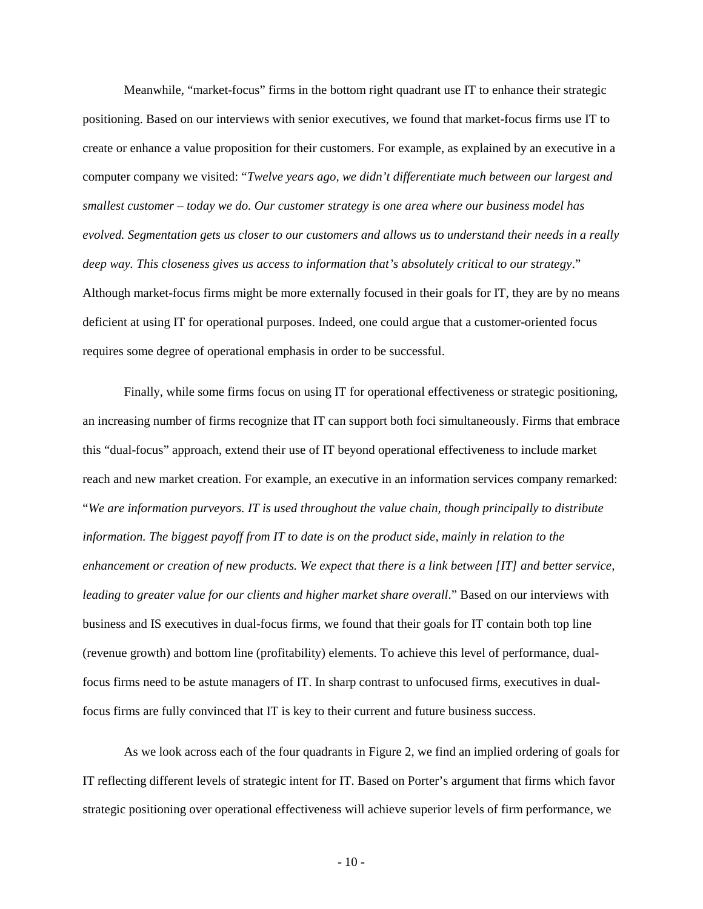Meanwhile, "market-focus" firms in the bottom right quadrant use IT to enhance their strategic positioning. Based on our interviews with senior executives, we found that market-focus firms use IT to create or enhance a value proposition for their customers. For example, as explained by an executive in a computer company we visited: "*Twelve years ago, we didn't differentiate much between our largest and smallest customer – today we do. Our customer strategy is one area where our business model has evolved. Segmentation gets us closer to our customers and allows us to understand their needs in a really deep way. This closeness gives us access to information that's absolutely critical to our strategy*." Although market-focus firms might be more externally focused in their goals for IT, they are by no means deficient at using IT for operational purposes. Indeed, one could argue that a customer-oriented focus requires some degree of operational emphasis in order to be successful.

Finally, while some firms focus on using IT for operational effectiveness or strategic positioning, an increasing number of firms recognize that IT can support both foci simultaneously. Firms that embrace this "dual-focus" approach, extend their use of IT beyond operational effectiveness to include market reach and new market creation. For example, an executive in an information services company remarked: "*We are information purveyors. IT is used throughout the value chain, though principally to distribute information. The biggest payoff from IT to date is on the product side, mainly in relation to the enhancement or creation of new products. We expect that there is a link between [IT] and better service, leading to greater value for our clients and higher market share overall*." Based on our interviews with business and IS executives in dual-focus firms, we found that their goals for IT contain both top line (revenue growth) and bottom line (profitability) elements. To achieve this level of performance, dual-focus firms need to be astute managers of IT. In sharp contrast to unfocused firms, executives in dual-focus firms are fully convinced that IT is key to their current and future business success.

As we look across each of the four quadrants in Figure 2, we find an implied ordering of goals for IT reflecting different levels of strategic intent for IT. Based on Porter's argument that firms which favor strategic positioning over operational effectiveness will achieve superior levels of firm performance, we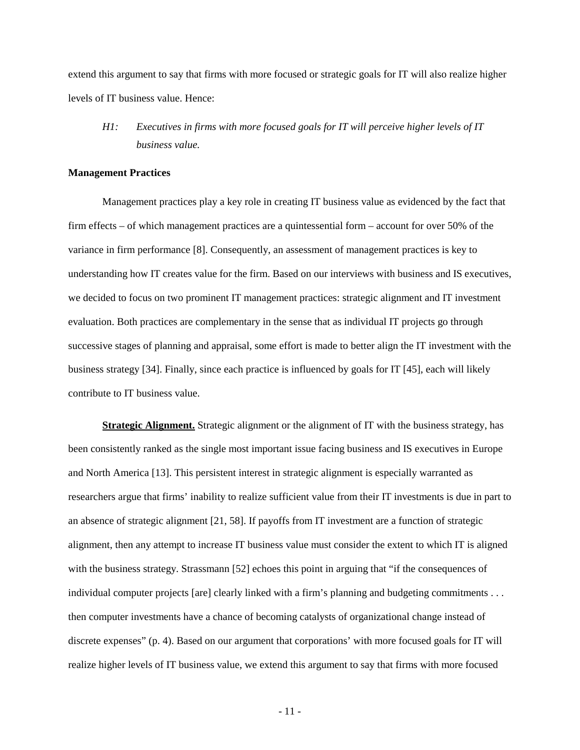extend this argument to say that firms with more focused or strategic goals for IT will also realize higher levels of IT business value. Hence:

> *H1: Executives in firms with more focused goals for IT will perceive higher levels of IT business value.*

**Management Practices**

Management practices play a key role in creating IT business value as evidenced by the fact that firm effects – of which management practices are a quintessential form – account for over 50% of the variance in firm performance [8]. Consequently, an assessment of management practices is key to understanding how IT creates value for the firm. Based on our interviews with business and IS executives, we decided to focus on two prominent IT management practices: strategic alignment and IT investment evaluation. Both practices are complementary in the sense that as individual IT projects go through successive stages of planning and appraisal, some effort is made to better align the IT investment with the business strategy [34]. Finally, since each practice is influenced by goals for IT [45], each will likely contribute to IT business value.

**Strategic Alignment.** Strategic alignment or the alignment of IT with the business strategy, has been consistently ranked as the single most important issue facing business and IS executives in Europe and North America [13]. This persistent interest in strategic alignment is especially warranted as researchers argue that firms' inability to realize sufficient value from their IT investments is due in part to an absence of strategic alignment [21, 58]. If payoffs from IT investment are a function of strategic alignment, then any attempt to increase IT business value must consider the extent to which IT is aligned with the business strategy. Strassmann [52] echoes this point in arguing that "if the consequences of individual computer projects [are] clearly linked with a firm's planning and budgeting commitments . . . then computer investments have a chance of becoming catalysts of organizational change instead of discrete expenses" (p. 4). Based on our argument that corporations' with more focused goals for IT will realize higher levels of IT business value, we extend this argument to say that firms with more focused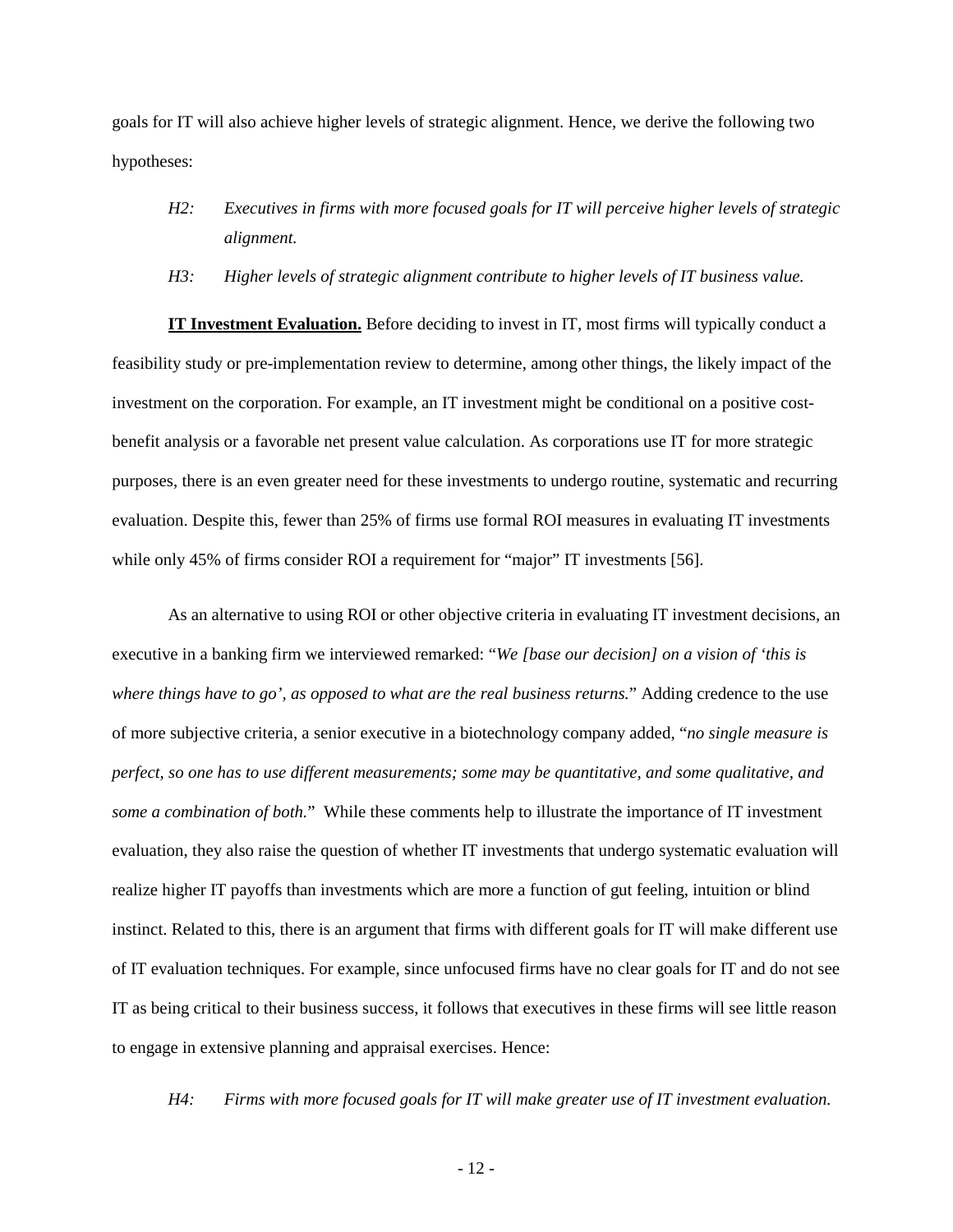goals for IT will also achieve higher levels of strategic alignment. Hence, we derive the following two hypotheses:

*H2: Executives in firms with more focused goals for IT will perceive higher levels of strategic alignment.*

*H3: Higher levels of strategic alignment contribute to higher levels of IT business value.*

**IT Investment Evaluation.** Before deciding to invest in IT, most firms will typically conduct a feasibility study or pre-implementation review to determine, among other things, the likely impact of the investment on the corporation. For example, an IT investment might be conditional on a positive cost-benefit analysis or a favorable net present value calculation. As corporations use IT for more strategic purposes, there is an even greater need for these investments to undergo routine, systematic and recurring evaluation. Despite this, fewer than 25% of firms use formal ROI measures in evaluating IT investments while only 45% of firms consider ROI a requirement for "major" IT investments [56].

As an alternative to using ROI or other objective criteria in evaluating IT investment decisions, an executive in a banking firm we interviewed remarked: "*We [base our decision] on a vision of 'this is where things have to go', as opposed to what are the real business returns.*" Adding credence to the use of more subjective criteria, a senior executive in a biotechnology company added, "*no single measure is perfect, so one has to use different measurements; some may be quantitative, and some qualitative, and some a combination of both.*" While these comments help to illustrate the importance of IT investment evaluation, they also raise the question of whether IT investments that undergo systematic evaluation will realize higher IT payoffs than investments which are more a function of gut feeling, intuition or blind instinct. Related to this, there is an argument that firms with different goals for IT will make different use of IT evaluation techniques. For example, since unfocused firms have no clear goals for IT and do not see IT as being critical to their business success, it follows that executives in these firms will see little reason to engage in extensive planning and appraisal exercises. Hence:

*H4: Firms with more focused goals for IT will make greater use of IT investment evaluation.*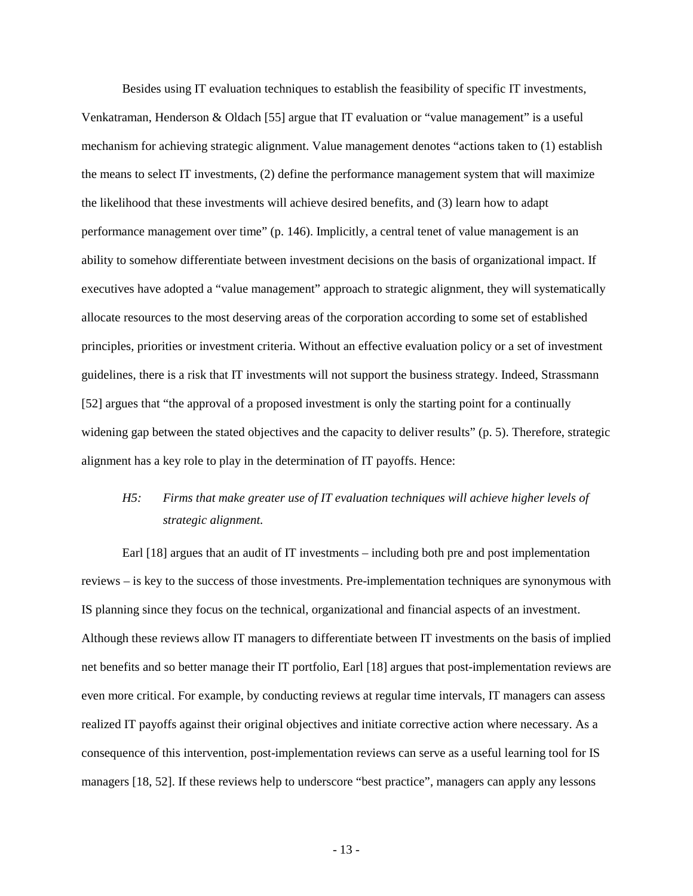Besides using IT evaluation techniques to establish the feasibility of specific IT investments, Venkatraman, Henderson & Oldach [55] argue that IT evaluation or "value management" is a useful mechanism for achieving strategic alignment. Value management denotes "actions taken to (1) establish the means to select IT investments, (2) define the performance management system that will maximize the likelihood that these investments will achieve desired benefits, and (3) learn how to adapt performance management over time" (p. 146). Implicitly, a central tenet of value management is an ability to somehow differentiate between investment decisions on the basis of organizational impact. If executives have adopted a "value management" approach to strategic alignment, they will systematically allocate resources to the most deserving areas of the corporation according to some set of established principles, priorities or investment criteria. Without an effective evaluation policy or a set of investment guidelines, there is a risk that IT investments will not support the business strategy. Indeed, Strassmann [52] argues that "the approval of a proposed investment is only the starting point for a continually widening gap between the stated objectives and the capacity to deliver results" (p. 5). Therefore, strategic alignment has a key role to play in the determination of IT payoffs. Hence:

> *H5: Firms that make greater use of IT evaluation techniques will achieve higher levels of strategic alignment.*

Earl [18] argues that an audit of IT investments – including both pre and post implementation reviews – is key to the success of those investments. Pre-implementation techniques are synonymous with IS planning since they focus on the technical, organizational and financial aspects of an investment. Although these reviews allow IT managers to differentiate between IT investments on the basis of implied net benefits and so better manage their IT portfolio, Earl [18] argues that post-implementation reviews are even more critical. For example, by conducting reviews at regular time intervals, IT managers can assess realized IT payoffs against their original objectives and initiate corrective action where necessary. As a consequence of this intervention, post-implementation reviews can serve as a useful learning tool for IS managers [18, 52]. If these reviews help to underscore "best practice", managers can apply any lessons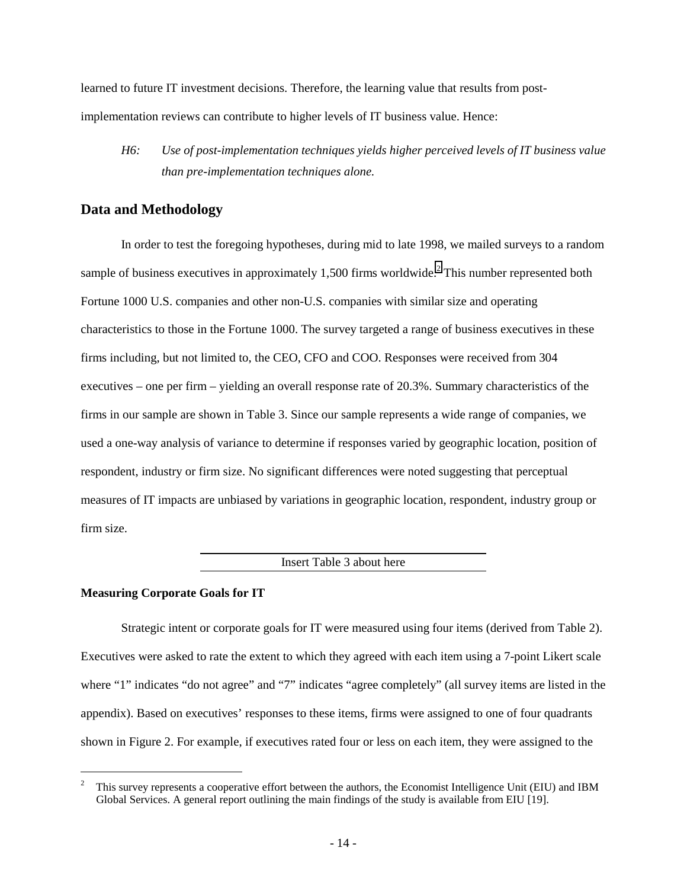learned to future IT investment decisions. Therefore, the learning value that results from post-implementation reviews can contribute to higher levels of IT business value. Hence:

> *H6: Use of post-implementation techniques yields higher perceived levels of IT business value than pre-implementation techniques alone.*

## Data and Methodology

In order to test the foregoing hypotheses, during mid to late 1998, we mailed surveys to a random sample of business executives in approximately 1,500 firms worldwide.[2] This number represented both Fortune 1000 U.S. companies and other non-U.S. companies with similar size and operating characteristics to those in the Fortune 1000. The survey targeted a range of business executives in these firms including, but not limited to, the CEO, CFO and COO. Responses were received from 304 executives – one per firm – yielding an overall response rate of 20.3%. Summary characteristics of the firms in our sample are shown in Table 3. Since our sample represents a wide range of companies, we used a one-way analysis of variance to determine if responses varied by geographic location, position of respondent, industry or firm size. No significant differences were noted suggesting that perceptual measures of IT impacts are unbiased by variations in geographic location, respondent, industry group or firm size.

Insert Table 3 about here

### Measuring Corporate Goals for IT

Strategic intent or corporate goals for IT were measured using four items (derived from Table 2). Executives were asked to rate the extent to which they agreed with each item using a 7-point Likert scale where "1" indicates "do not agree" and "7" indicates "agree completely" (all survey items are listed in the appendix). Based on executives' responses to these items, firms were assigned to one of four quadrants shown in Figure 2. For example, if executives rated four or less on each item, they were assigned to the

---

[2] This survey represents a cooperative effort between the authors, the Economist Intelligence Unit (EIU) and IBM Global Services. A general report outlining the main findings of the study is available from EIU [19].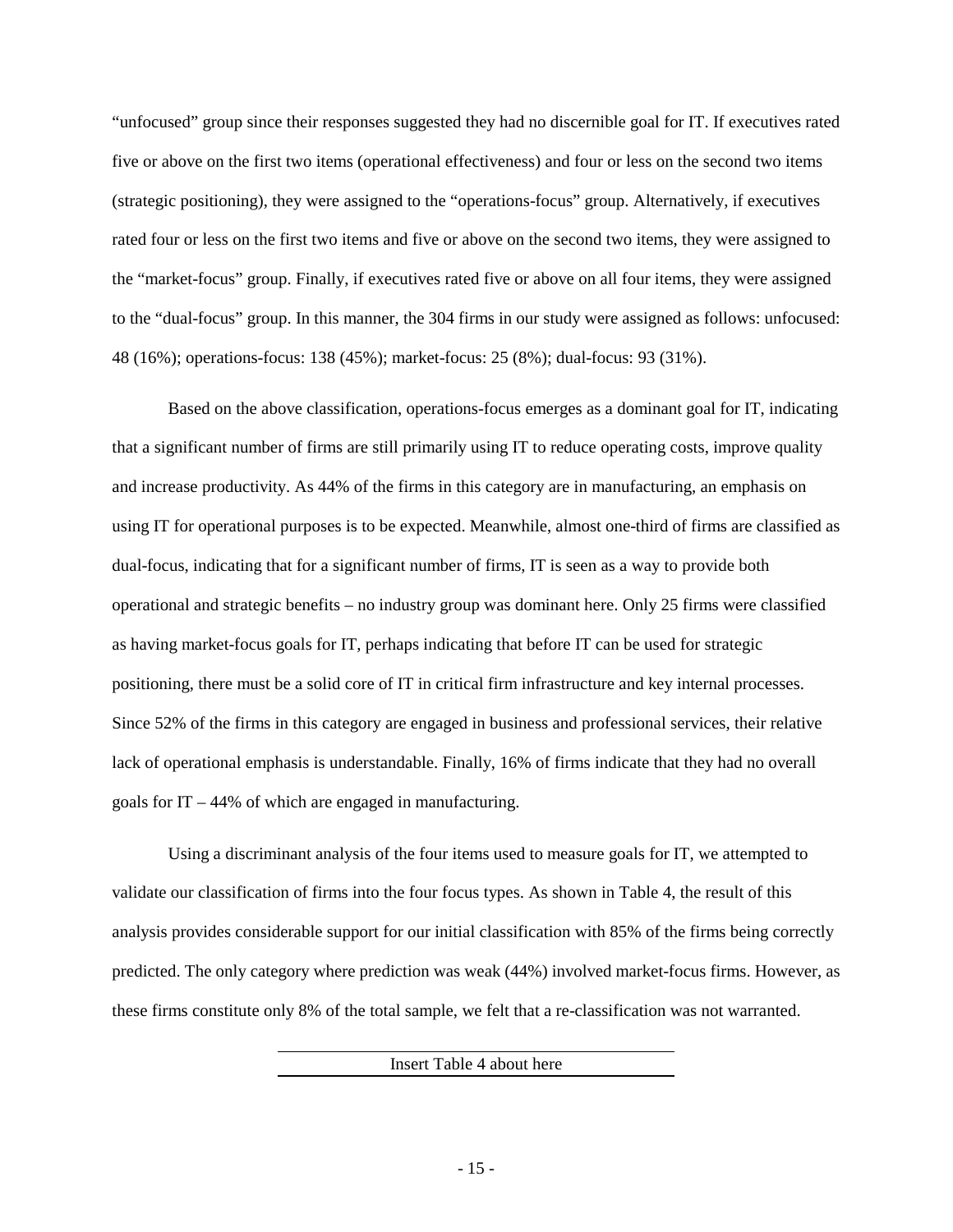"unfocused" group since their responses suggested they had no discernible goal for IT. If executives rated five or above on the first two items (operational effectiveness) and four or less on the second two items (strategic positioning), they were assigned to the "operations-focus" group. Alternatively, if executives rated four or less on the first two items and five or above on the second two items, they were assigned to the "market-focus" group. Finally, if executives rated five or above on all four items, they were assigned to the "dual-focus" group. In this manner, the 304 firms in our study were assigned as follows: unfocused: 48 (16%); operations-focus: 138 (45%); market-focus: 25 (8%); dual-focus: 93 (31%).

Based on the above classification, operations-focus emerges as a dominant goal for IT, indicating that a significant number of firms are still primarily using IT to reduce operating costs, improve quality and increase productivity. As 44% of the firms in this category are in manufacturing, an emphasis on using IT for operational purposes is to be expected. Meanwhile, almost one-third of firms are classified as dual-focus, indicating that for a significant number of firms, IT is seen as a way to provide both operational and strategic benefits – no industry group was dominant here. Only 25 firms were classified as having market-focus goals for IT, perhaps indicating that before IT can be used for strategic positioning, there must be a solid core of IT in critical firm infrastructure and key internal processes. Since 52% of the firms in this category are engaged in business and professional services, their relative lack of operational emphasis is understandable. Finally, 16% of firms indicate that they had no overall goals for IT – 44% of which are engaged in manufacturing.

Using a discriminant analysis of the four items used to measure goals for IT, we attempted to validate our classification of firms into the four focus types. As shown in Table 4, the result of this analysis provides considerable support for our initial classification with 85% of the firms being correctly predicted. The only category where prediction was weak (44%) involved market-focus firms. However, as these firms constitute only 8% of the total sample, we felt that a re-classification was not warranted.

Insert Table 4 about here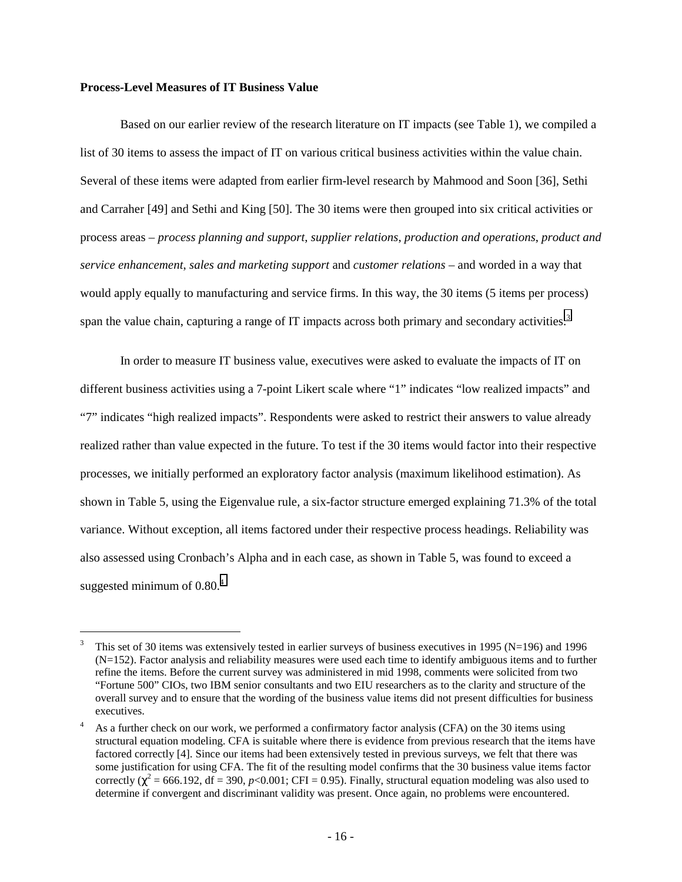### Process-Level Measures of IT Business Value

Based on our earlier review of the research literature on IT impacts (see Table 1), we compiled a list of 30 items to assess the impact of IT on various critical business activities within the value chain. Several of these items were adapted from earlier firm-level research by Mahmood and Soon [36], Sethi and Carraher [49] and Sethi and King [50]. The 30 items were then grouped into six critical activities or process areas – *process planning and support*, *supplier relations*, *production and operations*, *product and service enhancement*, *sales and marketing support* and *customer relations* – and worded in a way that would apply equally to manufacturing and service firms. In this way, the 30 items (5 items per process) span the value chain, capturing a range of IT impacts across both primary and secondary activities.[3]

In order to measure IT business value, executives were asked to evaluate the impacts of IT on different business activities using a 7-point Likert scale where "1" indicates "low realized impacts" and "7" indicates "high realized impacts". Respondents were asked to restrict their answers to value already realized rather than value expected in the future. To test if the 30 items would factor into their respective processes, we initially performed an exploratory factor analysis (maximum likelihood estimation). As shown in Table 5, using the Eigenvalue rule, a six-factor structure emerged explaining 71.3% of the total variance. Without exception, all items factored under their respective process headings. Reliability was also assessed using Cronbach's Alpha and in each case, as shown in Table 5, was found to exceed a suggested minimum of 0.80.[4]

---

[3] This set of 30 items was extensively tested in earlier surveys of business executives in 1995 (N=196) and 1996 (N=152). Factor analysis and reliability measures were used each time to identify ambiguous items and to further refine the items. Before the current survey was administered in mid 1998, comments were solicited from two "Fortune 500" CIOs, two IBM senior consultants and two EIU researchers as to the clarity and structure of the overall survey and to ensure that the wording of the business value items did not present difficulties for business executives.

[4] As a further check on our work, we performed a confirmatory factor analysis (CFA) on the 30 items using structural equation modeling. CFA is suitable where there is evidence from previous research that the items have factored correctly [4]. Since our items had been extensively tested in previous surveys, we felt that there was some justification for using CFA. The fit of the resulting model confirms that the 30 business value items factor correctly ($\chi^2 = 666.192$, df = 390, $p<0.001$; CFI = 0.95). Finally, structural equation modeling was also used to determine if convergent and discriminant validity was present. Once again, no problems were encountered.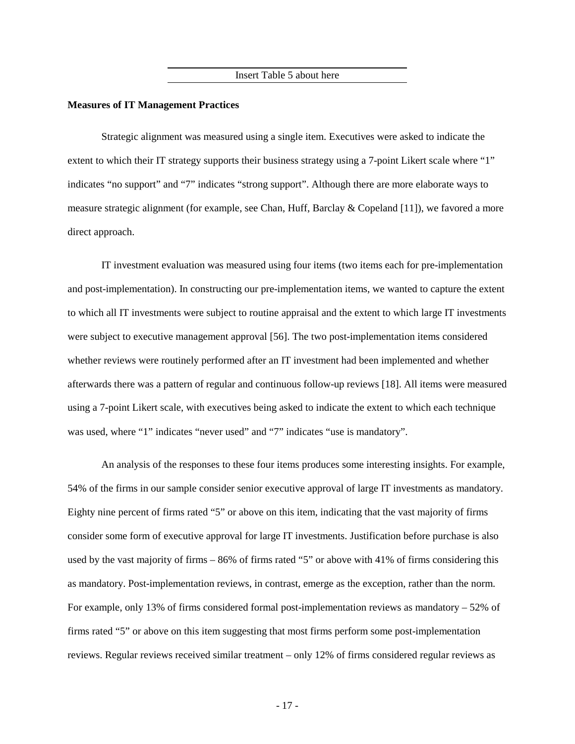Insert Table 5 about here

**Measures of IT Management Practices**

Strategic alignment was measured using a single item. Executives were asked to indicate the extent to which their IT strategy supports their business strategy using a 7-point Likert scale where "1" indicates "no support" and "7" indicates "strong support". Although there are more elaborate ways to measure strategic alignment (for example, see Chan, Huff, Barclay & Copeland [11]), we favored a more direct approach.

IT investment evaluation was measured using four items (two items each for pre-implementation and post-implementation). In constructing our pre-implementation items, we wanted to capture the extent to which all IT investments were subject to routine appraisal and the extent to which large IT investments were subject to executive management approval [56]. The two post-implementation items considered whether reviews were routinely performed after an IT investment had been implemented and whether afterwards there was a pattern of regular and continuous follow-up reviews [18]. All items were measured using a 7-point Likert scale, with executives being asked to indicate the extent to which each technique was used, where "1" indicates "never used" and "7" indicates "use is mandatory".

An analysis of the responses to these four items produces some interesting insights. For example, 54% of the firms in our sample consider senior executive approval of large IT investments as mandatory. Eighty nine percent of firms rated "5" or above on this item, indicating that the vast majority of firms consider some form of executive approval for large IT investments. Justification before purchase is also used by the vast majority of firms – 86% of firms rated "5" or above with 41% of firms considering this as mandatory. Post-implementation reviews, in contrast, emerge as the exception, rather than the norm. For example, only 13% of firms considered formal post-implementation reviews as mandatory – 52% of firms rated "5" or above on this item suggesting that most firms perform some post-implementation reviews. Regular reviews received similar treatment – only 12% of firms considered regular reviews as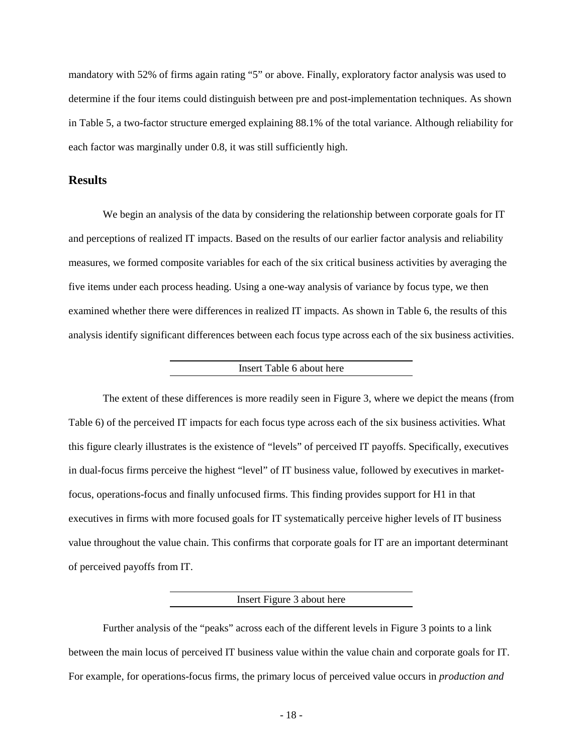mandatory with 52% of firms again rating "5" or above. Finally, exploratory factor analysis was used to determine if the four items could distinguish between pre and post-implementation techniques. As shown in Table 5, a two-factor structure emerged explaining 88.1% of the total variance. Although reliability for each factor was marginally under 0.8, it was still sufficiently high.

## Results

We begin an analysis of the data by considering the relationship between corporate goals for IT and perceptions of realized IT impacts. Based on the results of our earlier factor analysis and reliability measures, we formed composite variables for each of the six critical business activities by averaging the five items under each process heading. Using a one-way analysis of variance by focus type, we then examined whether there were differences in realized IT impacts. As shown in Table 6, the results of this analysis identify significant differences between each focus type across each of the six business activities.

Insert Table 6 about here

The extent of these differences is more readily seen in Figure 3, where we depict the means (from Table 6) of the perceived IT impacts for each focus type across each of the six business activities. What this figure clearly illustrates is the existence of "levels" of perceived IT payoffs. Specifically, executives in dual-focus firms perceive the highest "level" of IT business value, followed by executives in market-focus, operations-focus and finally unfocused firms. This finding provides support for H1 in that executives in firms with more focused goals for IT systematically perceive higher levels of IT business value throughout the value chain. This confirms that corporate goals for IT are an important determinant of perceived payoffs from IT.

Insert Figure 3 about here

Further analysis of the "peaks" across each of the different levels in Figure 3 points to a link between the main locus of perceived IT business value within the value chain and corporate goals for IT. For example, for operations-focus firms, the primary locus of perceived value occurs in *production and*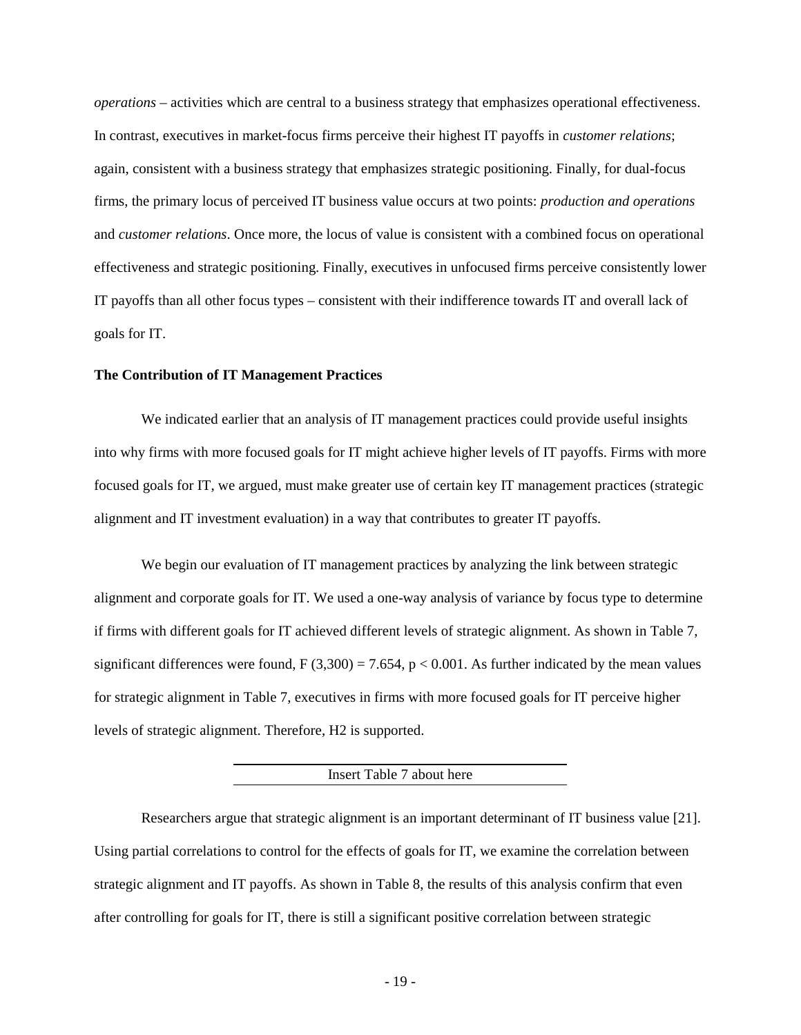*operations* – activities which are central to a business strategy that emphasizes operational effectiveness. In contrast, executives in market-focus firms perceive their highest IT payoffs in *customer relations*; again, consistent with a business strategy that emphasizes strategic positioning. Finally, for dual-focus firms, the primary locus of perceived IT business value occurs at two points: *production and operations* and *customer relations*. Once more, the locus of value is consistent with a combined focus on operational effectiveness and strategic positioning. Finally, executives in unfocused firms perceive consistently lower IT payoffs than all other focus types – consistent with their indifference towards IT and overall lack of goals for IT.

**The Contribution of IT Management Practices**

We indicated earlier that an analysis of IT management practices could provide useful insights into why firms with more focused goals for IT might achieve higher levels of IT payoffs. Firms with more focused goals for IT, we argued, must make greater use of certain key IT management practices (strategic alignment and IT investment evaluation) in a way that contributes to greater IT payoffs.

We begin our evaluation of IT management practices by analyzing the link between strategic alignment and corporate goals for IT. We used a one-way analysis of variance by focus type to determine if firms with different goals for IT achieved different levels of strategic alignment. As shown in Table 7, significant differences were found, $F(3,300) = 7.654$, $p < 0.001$. As further indicated by the mean values for strategic alignment in Table 7, executives in firms with more focused goals for IT perceive higher levels of strategic alignment. Therefore, H2 is supported.

Insert Table 7 about here

Researchers argue that strategic alignment is an important determinant of IT business value [21]. Using partial correlations to control for the effects of goals for IT, we examine the correlation between strategic alignment and IT payoffs. As shown in Table 8, the results of this analysis confirm that even after controlling for goals for IT, there is still a significant positive correlation between strategic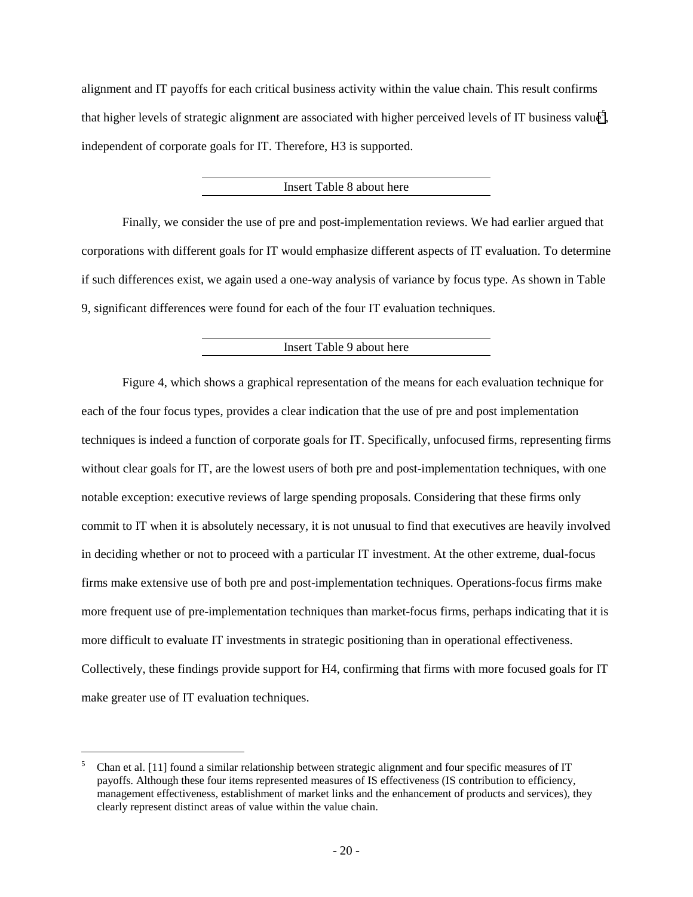alignment and IT payoffs for each critical business activity within the value chain. This result confirms that higher levels of strategic alignment are associated with higher perceived levels of IT business value[5], independent of corporate goals for IT. Therefore, H3 is supported.

Insert Table 8 about here

Finally, we consider the use of pre and post-implementation reviews. We had earlier argued that corporations with different goals for IT would emphasize different aspects of IT evaluation. To determine if such differences exist, we again used a one-way analysis of variance by focus type. As shown in Table 9, significant differences were found for each of the four IT evaluation techniques.

Insert Table 9 about here

Figure 4, which shows a graphical representation of the means for each evaluation technique for each of the four focus types, provides a clear indication that the use of pre and post implementation techniques is indeed a function of corporate goals for IT. Specifically, unfocused firms, representing firms without clear goals for IT, are the lowest users of both pre and post-implementation techniques, with one notable exception: executive reviews of large spending proposals. Considering that these firms only commit to IT when it is absolutely necessary, it is not unusual to find that executives are heavily involved in deciding whether or not to proceed with a particular IT investment. At the other extreme, dual-focus firms make extensive use of both pre and post-implementation techniques. Operations-focus firms make more frequent use of pre-implementation techniques than market-focus firms, perhaps indicating that it is more difficult to evaluate IT investments in strategic positioning than in operational effectiveness. Collectively, these findings provide support for H4, confirming that firms with more focused goals for IT make greater use of IT evaluation techniques.

---

[5] Chan et al. [11] found a similar relationship between strategic alignment and four specific measures of IT payoffs. Although these four items represented measures of IS effectiveness (IS contribution to efficiency, management effectiveness, establishment of market links and the enhancement of products and services), they clearly represent distinct areas of value within the value chain.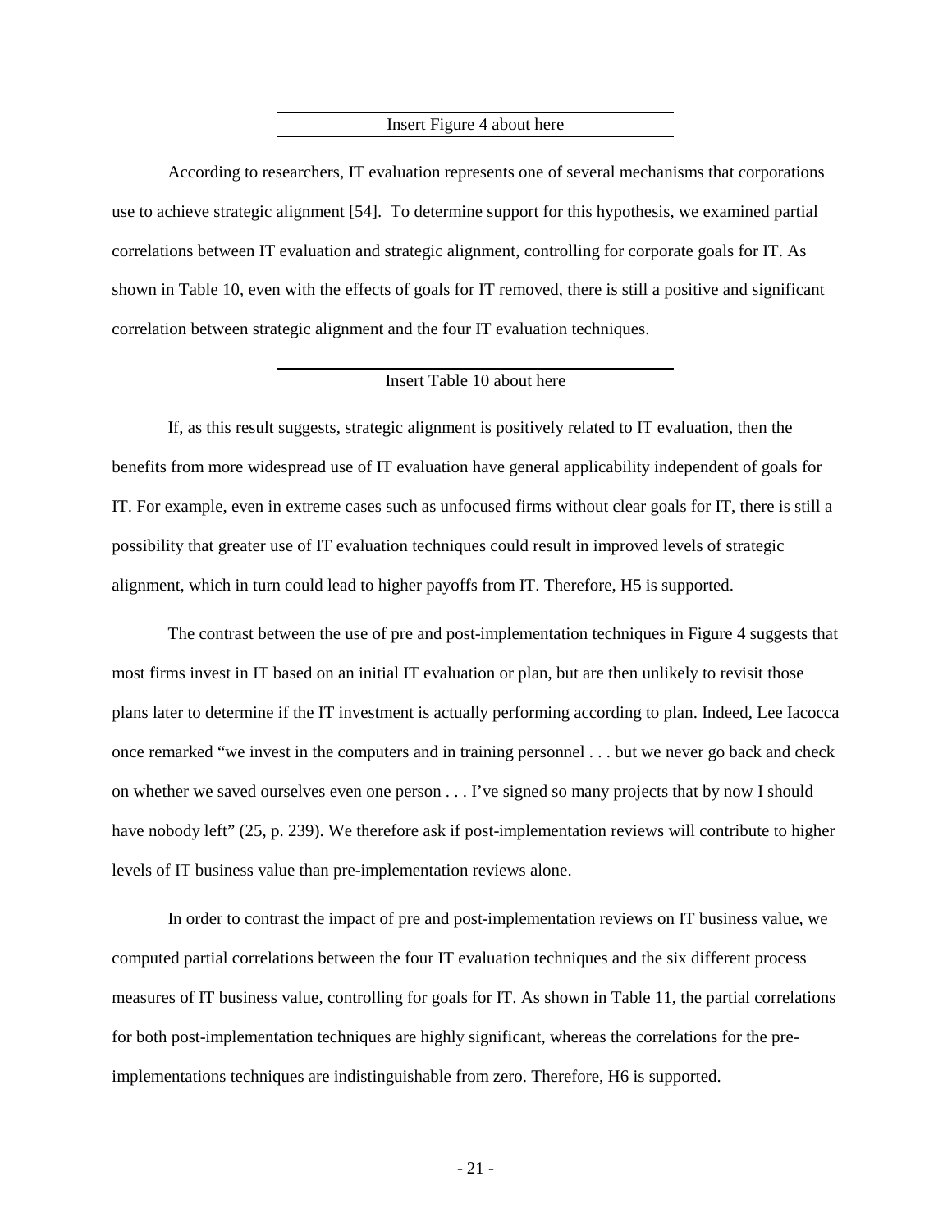Insert Figure 4 about here

According to researchers, IT evaluation represents one of several mechanisms that corporations use to achieve strategic alignment [54]. To determine support for this hypothesis, we examined partial correlations between IT evaluation and strategic alignment, controlling for corporate goals for IT. As shown in Table 10, even with the effects of goals for IT removed, there is still a positive and significant correlation between strategic alignment and the four IT evaluation techniques.

Insert Table 10 about here

If, as this result suggests, strategic alignment is positively related to IT evaluation, then the benefits from more widespread use of IT evaluation have general applicability independent of goals for IT. For example, even in extreme cases such as unfocused firms without clear goals for IT, there is still a possibility that greater use of IT evaluation techniques could result in improved levels of strategic alignment, which in turn could lead to higher payoffs from IT. Therefore, H5 is supported.

The contrast between the use of pre and post-implementation techniques in Figure 4 suggests that most firms invest in IT based on an initial IT evaluation or plan, but are then unlikely to revisit those plans later to determine if the IT investment is actually performing according to plan. Indeed, Lee Iacocca once remarked "we invest in the computers and in training personnel . . . but we never go back and check on whether we saved ourselves even one person . . . I've signed so many projects that by now I should have nobody left" (25, p. 239). We therefore ask if post-implementation reviews will contribute to higher levels of IT business value than pre-implementation reviews alone.

In order to contrast the impact of pre and post-implementation reviews on IT business value, we computed partial correlations between the four IT evaluation techniques and the six different process measures of IT business value, controlling for goals for IT. As shown in Table 11, the partial correlations for both post-implementation techniques are highly significant, whereas the correlations for the pre-implementations techniques are indistinguishable from zero. Therefore, H6 is supported.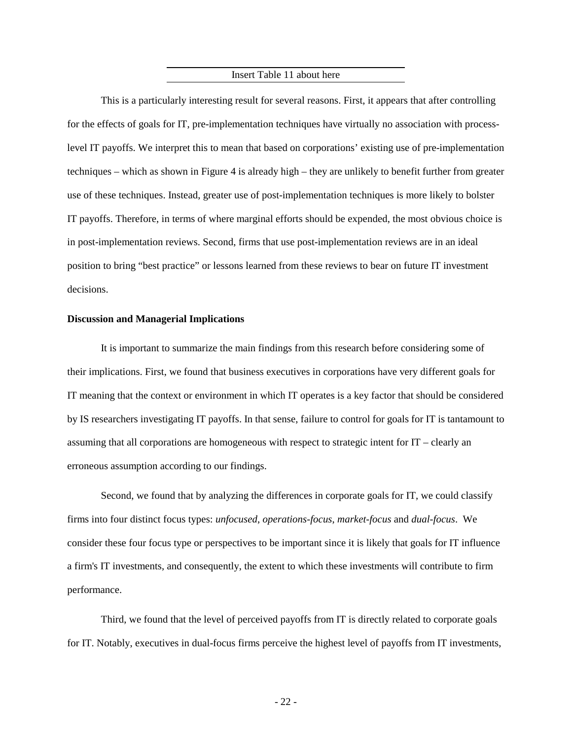Insert Table 11 about here

This is a particularly interesting result for several reasons. First, it appears that after controlling for the effects of goals for IT, pre-implementation techniques have virtually no association with process-level IT payoffs. We interpret this to mean that based on corporations' existing use of pre-implementation techniques – which as shown in Figure 4 is already high – they are unlikely to benefit further from greater use of these techniques. Instead, greater use of post-implementation techniques is more likely to bolster IT payoffs. Therefore, in terms of where marginal efforts should be expended, the most obvious choice is in post-implementation reviews. Second, firms that use post-implementation reviews are in an ideal position to bring "best practice" or lessons learned from these reviews to bear on future IT investment decisions.

**Discussion and Managerial Implications**

It is important to summarize the main findings from this research before considering some of their implications. First, we found that business executives in corporations have very different goals for IT meaning that the context or environment in which IT operates is a key factor that should be considered by IS researchers investigating IT payoffs. In that sense, failure to control for goals for IT is tantamount to assuming that all corporations are homogeneous with respect to strategic intent for IT – clearly an erroneous assumption according to our findings.

Second, we found that by analyzing the differences in corporate goals for IT, we could classify firms into four distinct focus types: *unfocused*, *operations-focus*, *market-focus* and *dual-focus*. We consider these four focus type or perspectives to be important since it is likely that goals for IT influence a firm's IT investments, and consequently, the extent to which these investments will contribute to firm performance.

Third, we found that the level of perceived payoffs from IT is directly related to corporate goals for IT. Notably, executives in dual-focus firms perceive the highest level of payoffs from IT investments,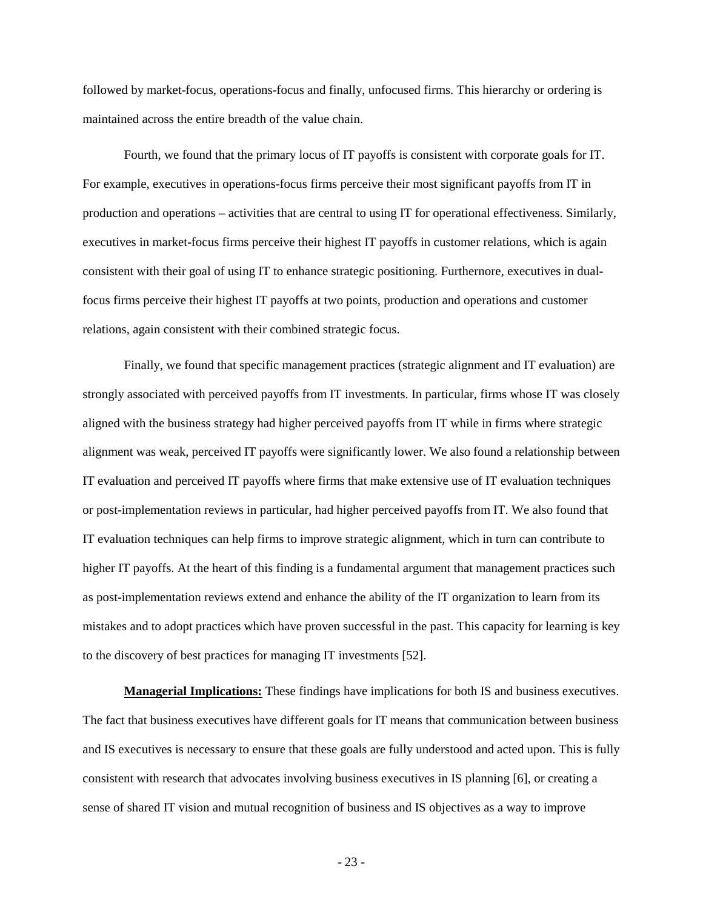followed by market-focus, operations-focus and finally, unfocused firms. This hierarchy or ordering is maintained across the entire breadth of the value chain.

Fourth, we found that the primary locus of IT payoffs is consistent with corporate goals for IT. For example, executives in operations-focus firms perceive their most significant payoffs from IT in production and operations – activities that are central to using IT for operational effectiveness. Similarly, executives in market-focus firms perceive their highest IT payoffs in customer relations, which is again consistent with their goal of using IT to enhance strategic positioning. Furthernore, executives in dual-focus firms perceive their highest IT payoffs at two points, production and operations and customer relations, again consistent with their combined strategic focus.

Finally, we found that specific management practices (strategic alignment and IT evaluation) are strongly associated with perceived payoffs from IT investments. In particular, firms whose IT was closely aligned with the business strategy had higher perceived payoffs from IT while in firms where strategic alignment was weak, perceived IT payoffs were significantly lower. We also found a relationship between IT evaluation and perceived IT payoffs where firms that make extensive use of IT evaluation techniques or post-implementation reviews in particular, had higher perceived payoffs from IT. We also found that IT evaluation techniques can help firms to improve strategic alignment, which in turn can contribute to higher IT payoffs. At the heart of this finding is a fundamental argument that management practices such as post-implementation reviews extend and enhance the ability of the IT organization to learn from its mistakes and to adopt practices which have proven successful in the past. This capacity for learning is key to the discovery of best practices for managing IT investments [52].

**Managerial Implications:** These findings have implications for both IS and business executives. The fact that business executives have different goals for IT means that communication between business and IS executives is necessary to ensure that these goals are fully understood and acted upon. This is fully consistent with research that advocates involving business executives in IS planning [6], or creating a sense of shared IT vision and mutual recognition of business and IS objectives as a way to improve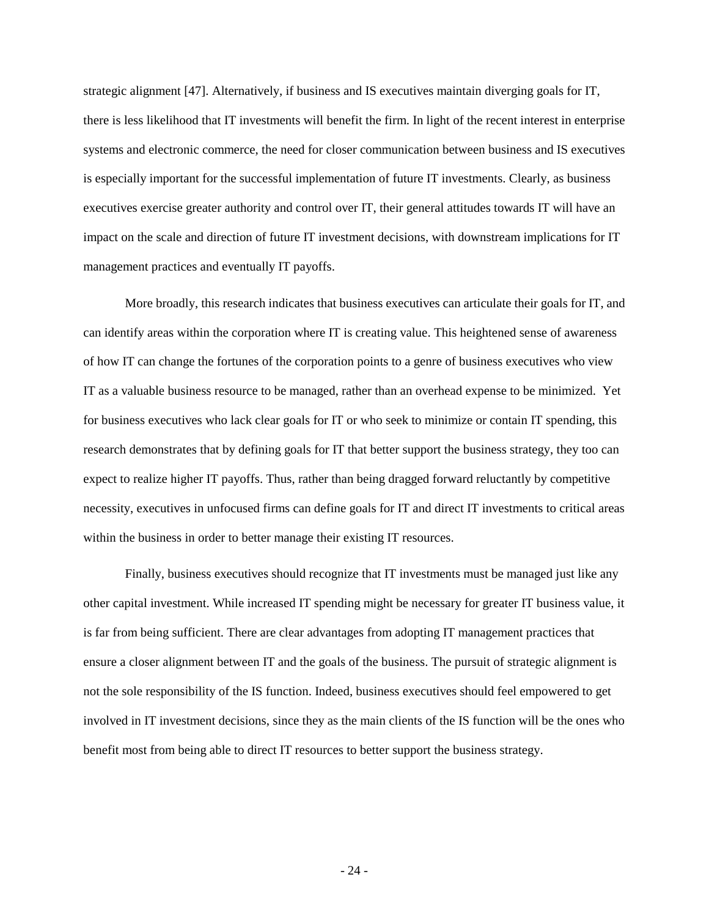strategic alignment [47]. Alternatively, if business and IS executives maintain diverging goals for IT, there is less likelihood that IT investments will benefit the firm. In light of the recent interest in enterprise systems and electronic commerce, the need for closer communication between business and IS executives is especially important for the successful implementation of future IT investments. Clearly, as business executives exercise greater authority and control over IT, their general attitudes towards IT will have an impact on the scale and direction of future IT investment decisions, with downstream implications for IT management practices and eventually IT payoffs.

More broadly, this research indicates that business executives can articulate their goals for IT, and can identify areas within the corporation where IT is creating value. This heightened sense of awareness of how IT can change the fortunes of the corporation points to a genre of business executives who view IT as a valuable business resource to be managed, rather than an overhead expense to be minimized. Yet for business executives who lack clear goals for IT or who seek to minimize or contain IT spending, this research demonstrates that by defining goals for IT that better support the business strategy, they too can expect to realize higher IT payoffs. Thus, rather than being dragged forward reluctantly by competitive necessity, executives in unfocused firms can define goals for IT and direct IT investments to critical areas within the business in order to better manage their existing IT resources.

Finally, business executives should recognize that IT investments must be managed just like any other capital investment. While increased IT spending might be necessary for greater IT business value, it is far from being sufficient. There are clear advantages from adopting IT management practices that ensure a closer alignment between IT and the goals of the business. The pursuit of strategic alignment is not the sole responsibility of the IS function. Indeed, business executives should feel empowered to get involved in IT investment decisions, since they as the main clients of the IS function will be the ones who benefit most from being able to direct IT resources to better support the business strategy.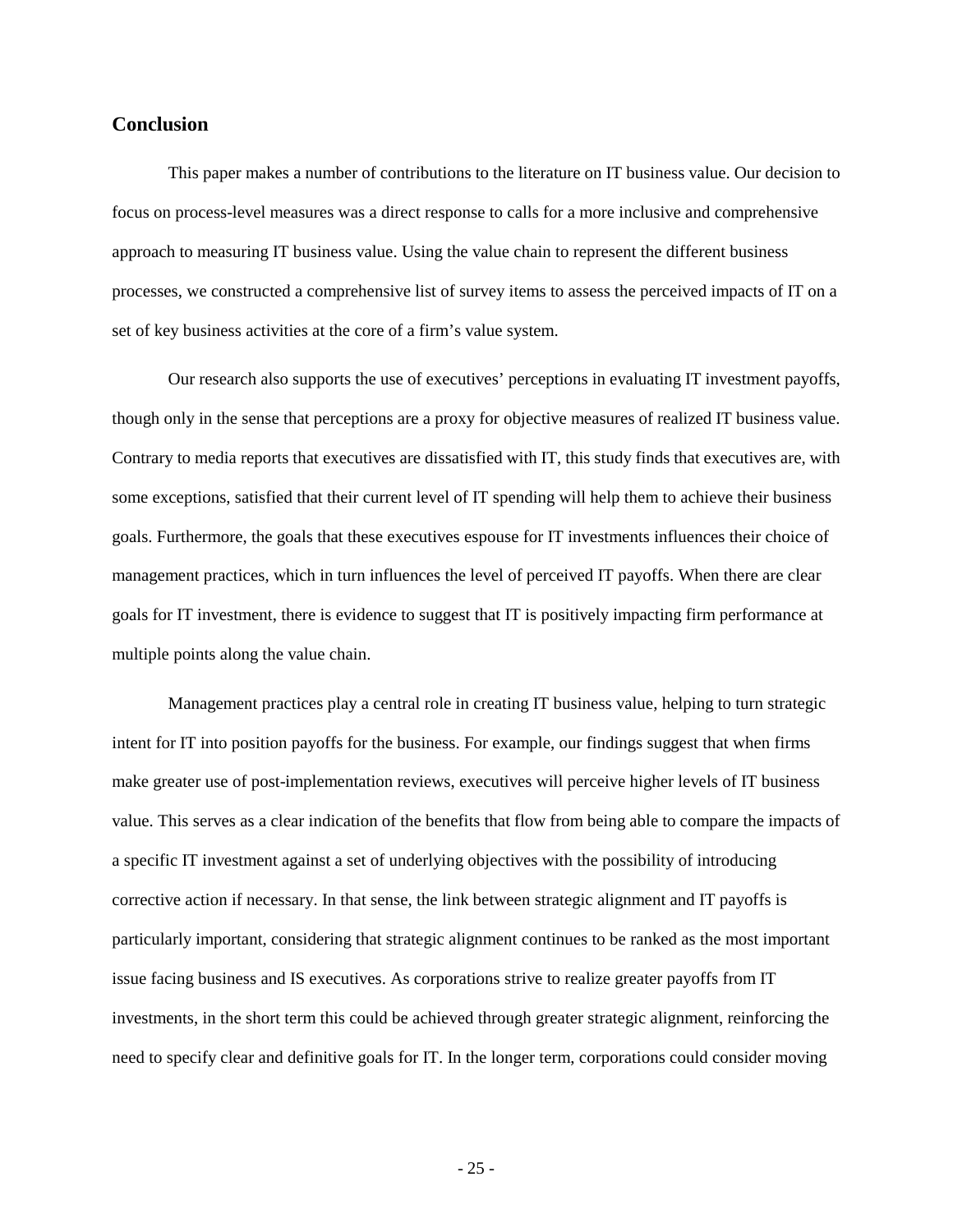## Conclusion

This paper makes a number of contributions to the literature on IT business value. Our decision to focus on process-level measures was a direct response to calls for a more inclusive and comprehensive approach to measuring IT business value. Using the value chain to represent the different business processes, we constructed a comprehensive list of survey items to assess the perceived impacts of IT on a set of key business activities at the core of a firm's value system.

Our research also supports the use of executives' perceptions in evaluating IT investment payoffs, though only in the sense that perceptions are a proxy for objective measures of realized IT business value. Contrary to media reports that executives are dissatisfied with IT, this study finds that executives are, with some exceptions, satisfied that their current level of IT spending will help them to achieve their business goals. Furthermore, the goals that these executives espouse for IT investments influences their choice of management practices, which in turn influences the level of perceived IT payoffs. When there are clear goals for IT investment, there is evidence to suggest that IT is positively impacting firm performance at multiple points along the value chain.

Management practices play a central role in creating IT business value, helping to turn strategic intent for IT into position payoffs for the business. For example, our findings suggest that when firms make greater use of post-implementation reviews, executives will perceive higher levels of IT business value. This serves as a clear indication of the benefits that flow from being able to compare the impacts of a specific IT investment against a set of underlying objectives with the possibility of introducing corrective action if necessary. In that sense, the link between strategic alignment and IT payoffs is particularly important, considering that strategic alignment continues to be ranked as the most important issue facing business and IS executives. As corporations strive to realize greater payoffs from IT investments, in the short term this could be achieved through greater strategic alignment, reinforcing the need to specify clear and definitive goals for IT. In the longer term, corporations could consider moving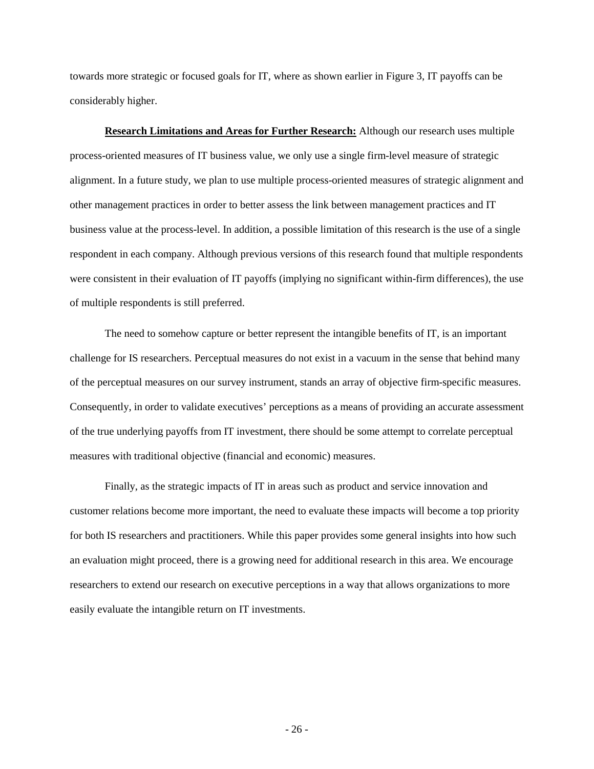towards more strategic or focused goals for IT, where as shown earlier in Figure 3, IT payoffs can be considerably higher.

**Research Limitations and Areas for Further Research:** Although our research uses multiple process-oriented measures of IT business value, we only use a single firm-level measure of strategic alignment. In a future study, we plan to use multiple process-oriented measures of strategic alignment and other management practices in order to better assess the link between management practices and IT business value at the process-level. In addition, a possible limitation of this research is the use of a single respondent in each company. Although previous versions of this research found that multiple respondents were consistent in their evaluation of IT payoffs (implying no significant within-firm differences), the use of multiple respondents is still preferred.

The need to somehow capture or better represent the intangible benefits of IT, is an important challenge for IS researchers. Perceptual measures do not exist in a vacuum in the sense that behind many of the perceptual measures on our survey instrument, stands an array of objective firm-specific measures. Consequently, in order to validate executives' perceptions as a means of providing an accurate assessment of the true underlying payoffs from IT investment, there should be some attempt to correlate perceptual measures with traditional objective (financial and economic) measures.

Finally, as the strategic impacts of IT in areas such as product and service innovation and customer relations become more important, the need to evaluate these impacts will become a top priority for both IS researchers and practitioners. While this paper provides some general insights into how such an evaluation might proceed, there is a growing need for additional research in this area. We encourage researchers to extend our research on executive perceptions in a way that allows organizations to more easily evaluate the intangible return on IT investments.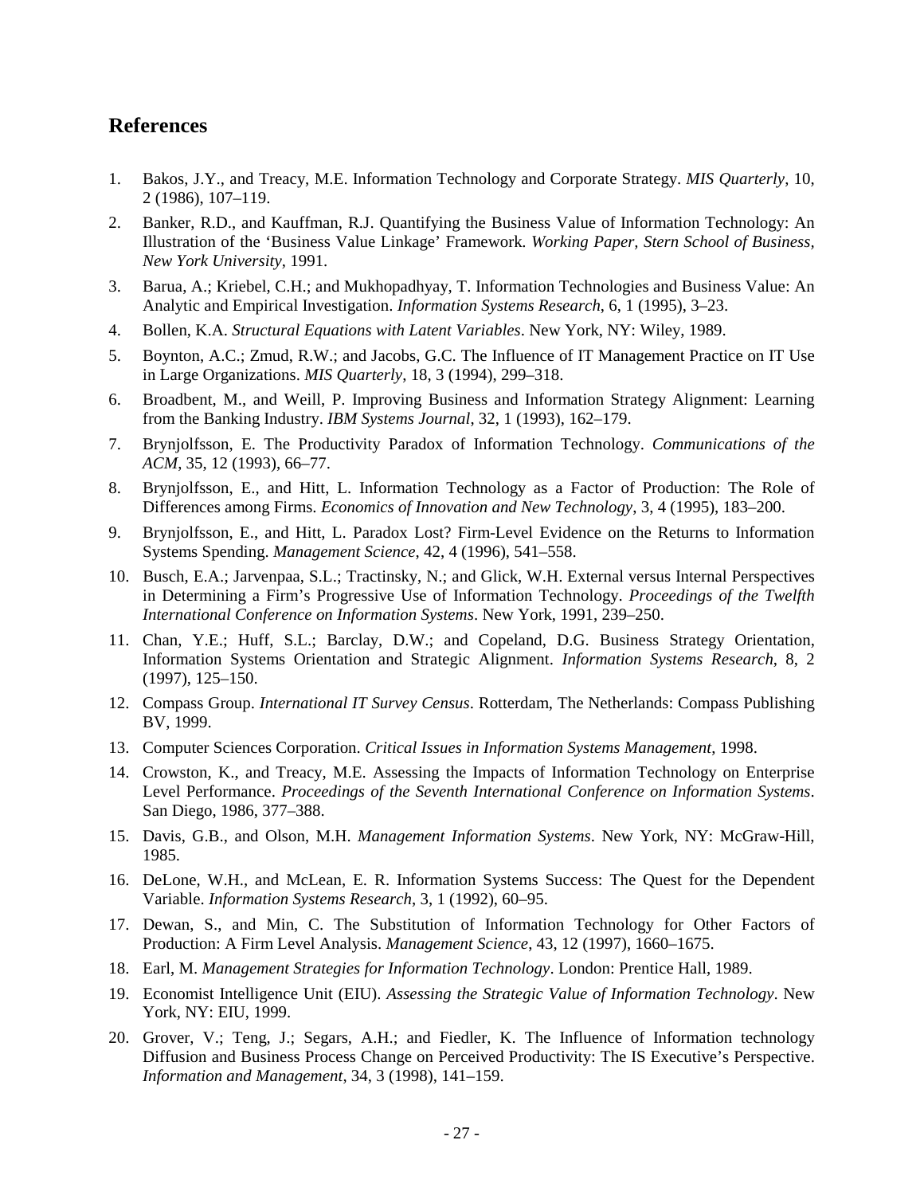## References

1. Bakos, J.Y., and Treacy, M.E. Information Technology and Corporate Strategy. *MIS Quarterly*, 10, 2 (1986), 107–119.
2. Banker, R.D., and Kauffman, R.J. Quantifying the Business Value of Information Technology: An Illustration of the 'Business Value Linkage' Framework. *Working Paper, Stern School of Business, New York University*, 1991.
3. Barua, A.; Kriebel, C.H.; and Mukhopadhyay, T. Information Technologies and Business Value: An Analytic and Empirical Investigation. *Information Systems Research*, 6, 1 (1995), 3–23.
4. Bollen, K.A. *Structural Equations with Latent Variables*. New York, NY: Wiley, 1989.
5. Boynton, A.C.; Zmud, R.W.; and Jacobs, G.C. The Influence of IT Management Practice on IT Use in Large Organizations. *MIS Quarterly*, 18, 3 (1994), 299–318.
6. Broadbent, M., and Weill, P. Improving Business and Information Strategy Alignment: Learning from the Banking Industry. *IBM Systems Journal*, 32, 1 (1993), 162–179.
7. Brynjolfsson, E. The Productivity Paradox of Information Technology. *Communications of the ACM*, 35, 12 (1993), 66–77.
8. Brynjolfsson, E., and Hitt, L. Information Technology as a Factor of Production: The Role of Differences among Firms. *Economics of Innovation and New Technology*, 3, 4 (1995), 183–200.
9. Brynjolfsson, E., and Hitt, L. Paradox Lost? Firm-Level Evidence on the Returns to Information Systems Spending. *Management Science*, 42, 4 (1996), 541–558.
10. Busch, E.A.; Jarvenpaa, S.L.; Tractinsky, N.; and Glick, W.H. External versus Internal Perspectives in Determining a Firm's Progressive Use of Information Technology. *Proceedings of the Twelfth International Conference on Information Systems*. New York, 1991, 239–250.
11. Chan, Y.E.; Huff, S.L.; Barclay, D.W.; and Copeland, D.G. Business Strategy Orientation, Information Systems Orientation and Strategic Alignment. *Information Systems Research*, 8, 2 (1997), 125–150.
12. Compass Group. *International IT Survey Census*. Rotterdam, The Netherlands: Compass Publishing BV, 1999.
13. Computer Sciences Corporation. *Critical Issues in Information Systems Management*, 1998.
14. Crowston, K., and Treacy, M.E. Assessing the Impacts of Information Technology on Enterprise Level Performance. *Proceedings of the Seventh International Conference on Information Systems*. San Diego, 1986, 377–388.
15. Davis, G.B., and Olson, M.H. *Management Information Systems*. New York, NY: McGraw-Hill, 1985.
16. DeLone, W.H., and McLean, E. R. Information Systems Success: The Quest for the Dependent Variable. *Information Systems Research*, 3, 1 (1992), 60–95.
17. Dewan, S., and Min, C. The Substitution of Information Technology for Other Factors of Production: A Firm Level Analysis. *Management Science*, 43, 12 (1997), 1660–1675.
18. Earl, M. *Management Strategies for Information Technology*. London: Prentice Hall, 1989.
19. Economist Intelligence Unit (EIU). *Assessing the Strategic Value of Information Technology*. New York, NY: EIU, 1999.
20. Grover, V.; Teng, J.; Segars, A.H.; and Fiedler, K. The Influence of Information technology Diffusion and Business Process Change on Perceived Productivity: The IS Executive's Perspective. *Information and Management*, 34, 3 (1998), 141–159.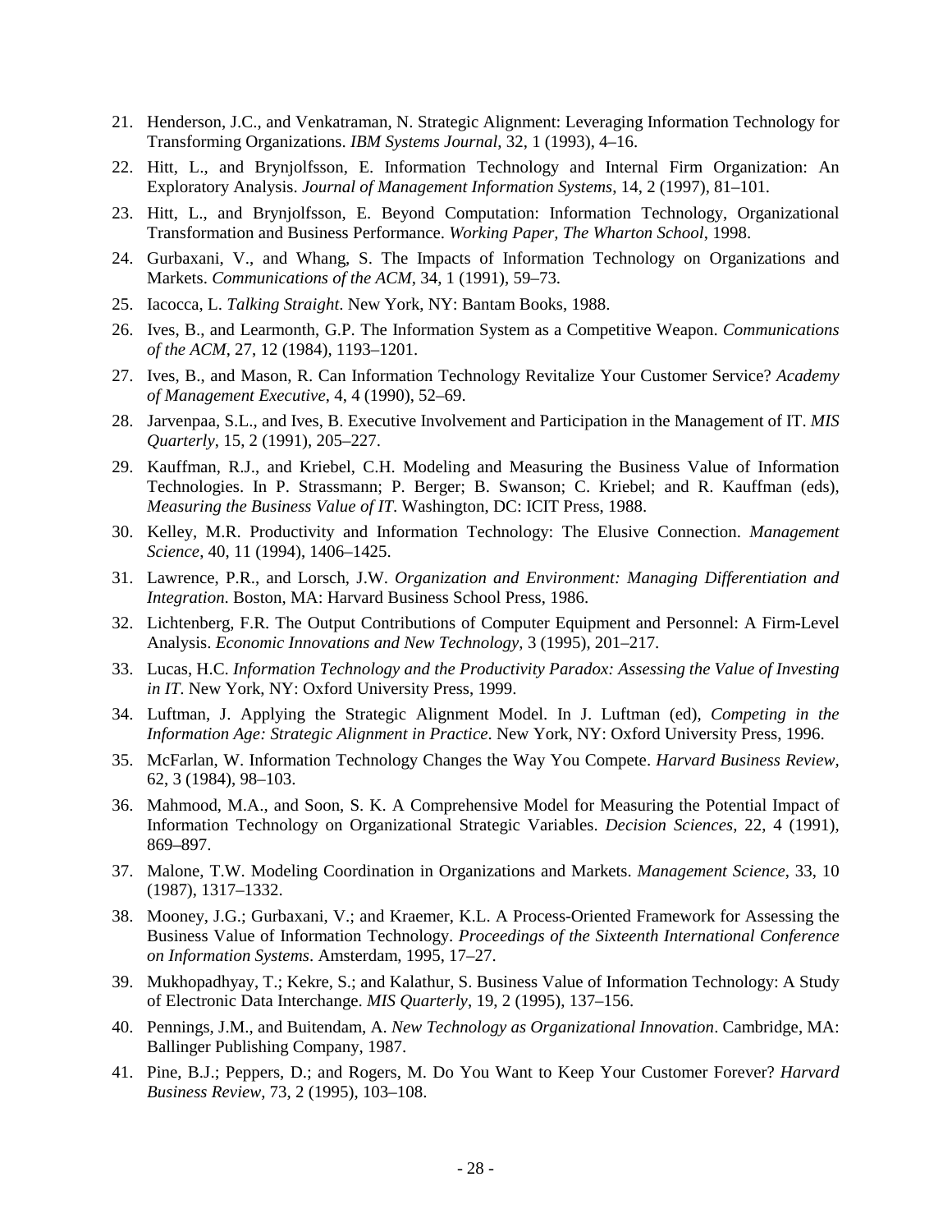21. Henderson, J.C., and Venkatraman, N. Strategic Alignment: Leveraging Information Technology for Transforming Organizations. *IBM Systems Journal*, 32, 1 (1993), 4–16.
22. Hitt, L., and Brynjolfsson, E. Information Technology and Internal Firm Organization: An Exploratory Analysis. *Journal of Management Information Systems*, 14, 2 (1997), 81–101.
23. Hitt, L., and Brynjolfsson, E. Beyond Computation: Information Technology, Organizational Transformation and Business Performance. *Working Paper, The Wharton School*, 1998.
24. Gurbaxani, V., and Whang, S. The Impacts of Information Technology on Organizations and Markets. *Communications of the ACM*, 34, 1 (1991), 59–73.
25. Iacocca, L. *Talking Straight*. New York, NY: Bantam Books, 1988.
26. Ives, B., and Learmonth, G.P. The Information System as a Competitive Weapon. *Communications of the ACM*, 27, 12 (1984), 1193–1201.
27. Ives, B., and Mason, R. Can Information Technology Revitalize Your Customer Service? *Academy of Management Executive*, 4, 4 (1990), 52–69.
28. Jarvenpaa, S.L., and Ives, B. Executive Involvement and Participation in the Management of IT. *MIS Quarterly*, 15, 2 (1991), 205–227.
29. Kauffman, R.J., and Kriebel, C.H. Modeling and Measuring the Business Value of Information Technologies. In P. Strassmann; P. Berger; B. Swanson; C. Kriebel; and R. Kauffman (eds), *Measuring the Business Value of IT*. Washington, DC: ICIT Press, 1988.
30. Kelley, M.R. Productivity and Information Technology: The Elusive Connection. *Management Science*, 40, 11 (1994), 1406–1425.
31. Lawrence, P.R., and Lorsch, J.W. *Organization and Environment: Managing Differentiation and Integration*. Boston, MA: Harvard Business School Press, 1986.
32. Lichtenberg, F.R. The Output Contributions of Computer Equipment and Personnel: A Firm-Level Analysis. *Economic Innovations and New Technology,* 3 (1995), 201–217.
33. Lucas, H.C. *Information Technology and the Productivity Paradox: Assessing the Value of Investing in IT*. New York, NY: Oxford University Press, 1999.
34. Luftman, J. Applying the Strategic Alignment Model. In J. Luftman (ed), *Competing in the Information Age: Strategic Alignment in Practice*. New York, NY: Oxford University Press, 1996.
35. McFarlan, W. Information Technology Changes the Way You Compete. *Harvard Business Review*, 62, 3 (1984), 98–103.
36. Mahmood, M.A., and Soon, S. K. A Comprehensive Model for Measuring the Potential Impact of Information Technology on Organizational Strategic Variables. *Decision Sciences*, 22, 4 (1991), 869–897.
37. Malone, T.W. Modeling Coordination in Organizations and Markets. *Management Science*, 33, 10 (1987), 1317–1332.
38. Mooney, J.G.; Gurbaxani, V.; and Kraemer, K.L. A Process-Oriented Framework for Assessing the Business Value of Information Technology. *Proceedings of the Sixteenth International Conference on Information Systems*. Amsterdam, 1995, 17–27.
39. Mukhopadhyay, T.; Kekre, S.; and Kalathur, S. Business Value of Information Technology: A Study of Electronic Data Interchange. *MIS Quarterly*, 19, 2 (1995), 137–156.
40. Pennings, J.M., and Buitendam, A. *New Technology as Organizational Innovation*. Cambridge, MA: Ballinger Publishing Company, 1987.
41. Pine, B.J.; Peppers, D.; and Rogers, M. Do You Want to Keep Your Customer Forever? *Harvard Business Review*, 73, 2 (1995), 103–108.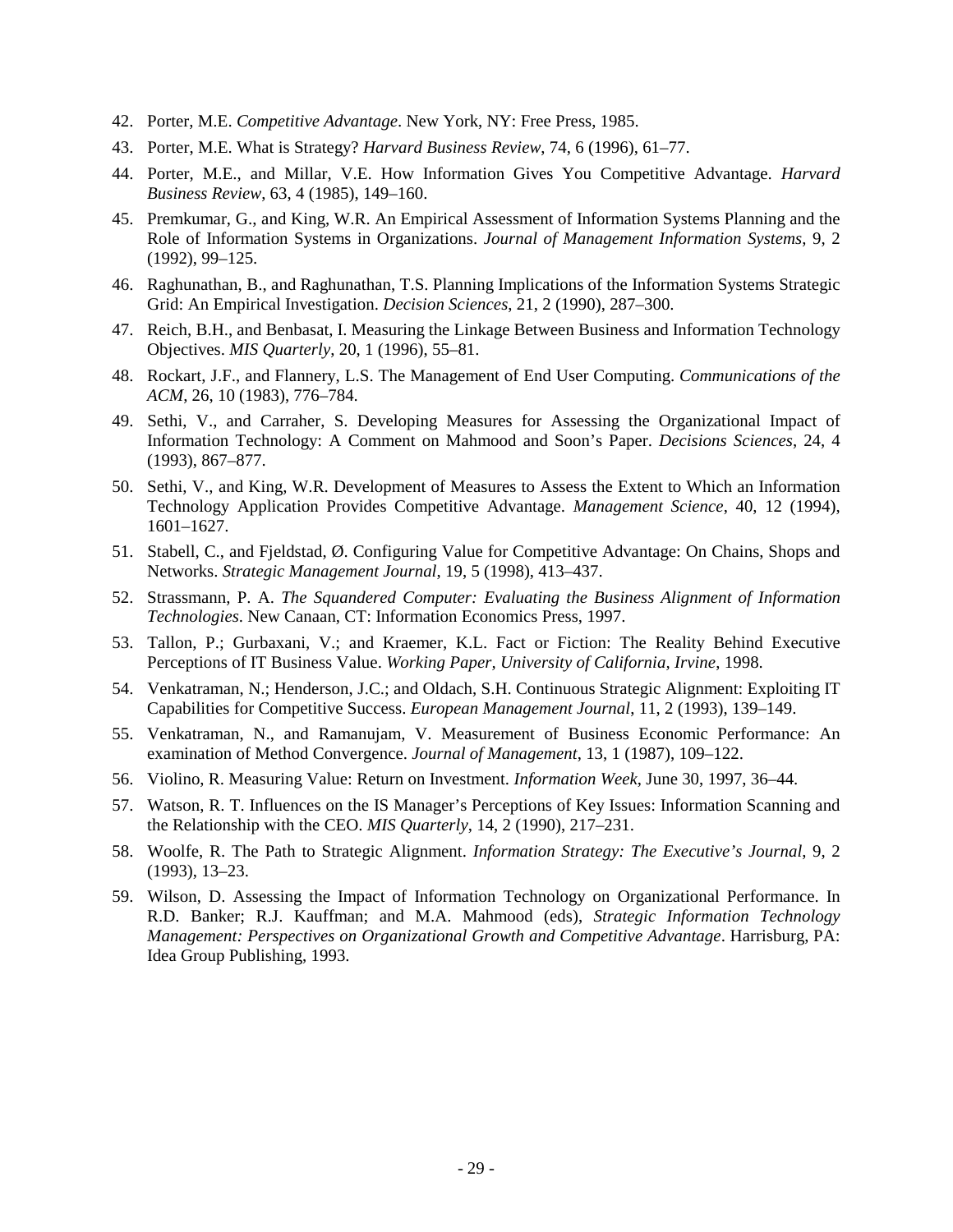42. Porter, M.E. *Competitive Advantage*. New York, NY: Free Press, 1985.
43. Porter, M.E. What is Strategy? *Harvard Business Review*, 74, 6 (1996), 61–77.
44. Porter, M.E., and Millar, V.E. How Information Gives You Competitive Advantage. *Harvard Business Review*, 63, 4 (1985), 149–160.
45. Premkumar, G., and King, W.R. An Empirical Assessment of Information Systems Planning and the Role of Information Systems in Organizations. *Journal of Management Information Systems*, 9, 2 (1992), 99–125.
46. Raghunathan, B., and Raghunathan, T.S. Planning Implications of the Information Systems Strategic Grid: An Empirical Investigation. *Decision Sciences*, 21, 2 (1990), 287–300.
47. Reich, B.H., and Benbasat, I. Measuring the Linkage Between Business and Information Technology Objectives. *MIS Quarterly*, 20, 1 (1996), 55–81.
48. Rockart, J.F., and Flannery, L.S. The Management of End User Computing. *Communications of the ACM*, 26, 10 (1983), 776–784.
49. Sethi, V., and Carraher, S. Developing Measures for Assessing the Organizational Impact of Information Technology: A Comment on Mahmood and Soon's Paper. *Decisions Sciences*, 24, 4 (1993), 867–877.
50. Sethi, V., and King, W.R. Development of Measures to Assess the Extent to Which an Information Technology Application Provides Competitive Advantage. *Management Science*, 40, 12 (1994), 1601–1627.
51. Stabell, C., and Fjeldstad, Ø. Configuring Value for Competitive Advantage: On Chains, Shops and Networks. *Strategic Management Journal*, 19, 5 (1998), 413–437.
52. Strassmann, P. A. *The Squandered Computer: Evaluating the Business Alignment of Information Technologies*. New Canaan, CT: Information Economics Press, 1997.
53. Tallon, P.; Gurbaxani, V.; and Kraemer, K.L. Fact or Fiction: The Reality Behind Executive Perceptions of IT Business Value. *Working Paper, University of California, Irvine*, 1998.
54. Venkatraman, N.; Henderson, J.C.; and Oldach, S.H. Continuous Strategic Alignment: Exploiting IT Capabilities for Competitive Success. *European Management Journal*, 11, 2 (1993), 139–149.
55. Venkatraman, N., and Ramanujam, V. Measurement of Business Economic Performance: An examination of Method Convergence. *Journal of Management*, 13, 1 (1987), 109–122.
56. Violino, R. Measuring Value: Return on Investment. *Information Week*, June 30, 1997, 36–44.
57. Watson, R. T. Influences on the IS Manager's Perceptions of Key Issues: Information Scanning and the Relationship with the CEO. *MIS Quarterly*, 14, 2 (1990), 217–231.
58. Woolfe, R. The Path to Strategic Alignment. *Information Strategy: The Executive's Journal*, 9, 2 (1993), 13–23.
59. Wilson, D. Assessing the Impact of Information Technology on Organizational Performance. In R.D. Banker; R.J. Kauffman; and M.A. Mahmood (eds), *Strategic Information Technology Management: Perspectives on Organizational Growth and Competitive Advantage*. Harrisburg, PA: Idea Group Publishing, 1993.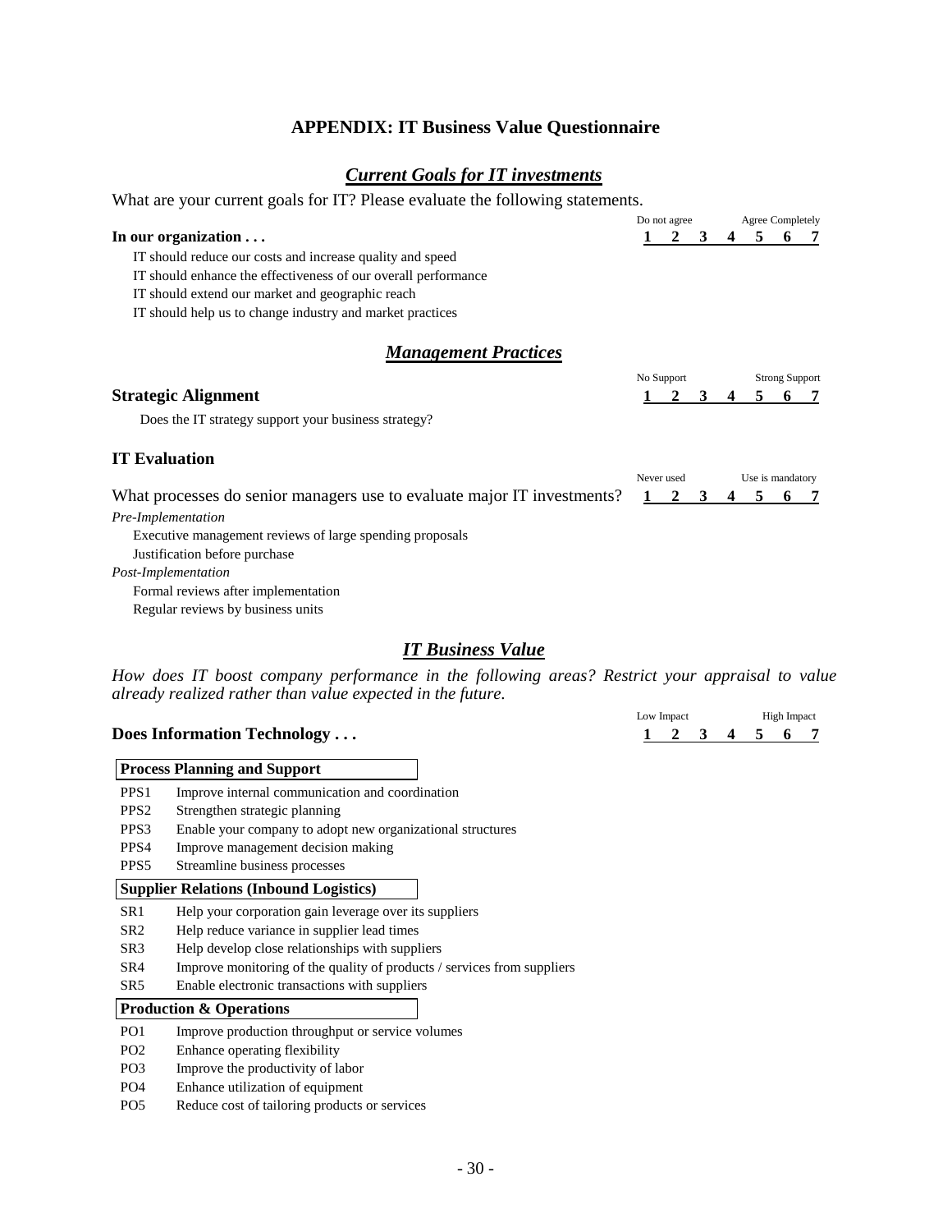# APPENDIX: IT Business Value Questionnaire

## *Current Goals for IT investments*

What are your current goals for IT? Please evaluate the following statements.

| **In our organization . . .** | Do not agree **1** | **2** | **3** | **4** | **5** | **6** | Agree Completely **7** |
|---|---|---|---|---|---|---|---|
| IT should reduce our costs and increase quality and speed | | | | | | | |
| IT should enhance the effectiveness of our overall performance | | | | | | | |
| IT should extend our market and geographic reach | | | | | | | |
| IT should help us to change industry and market practices | | | | | | | |

## *Management Practices*

| **Strategic Alignment** | No Support **1** | **2** | **3** | **4** | **5** | **6** | Strong Support **7** |
|---|---|---|---|---|---|---|---|
| Does the IT strategy support your business strategy? | | | | | | | |

### IT Evaluation

| What processes do senior managers use to evaluate major IT investments? | Never used **1** | **2** | **3** | **4** | **5** | **6** | Use is mandatory **7** |
|---|---|---|---|---|---|---|---|
| *Pre-Implementation* | | | | | | | |
| Executive management reviews of large spending proposals | | | | | | | |
| Justification before purchase | | | | | | | |
| *Post-Implementation* | | | | | | | |
| Formal reviews after implementation | | | | | | | |
| Regular reviews by business units | | | | | | | |

## *IT Business Value*

*How does IT boost company performance in the following areas? Restrict your appraisal to value already realized rather than value expected in the future.*

| | **Does Information Technology . . .** | Low Impact **1** | **2** | **3** | **4** | **5** | **6** | High Impact **7** |
|---|---|---|---|---|---|---|---|---|
| | **Process Planning and Support** | | | | | | | |
| PPS1 | Improve internal communication and coordination | | | | | | | |
| PPS2 | Strengthen strategic planning | | | | | | | |
| PPS3 | Enable your company to adopt new organizational structures | | | | | | | |
| PPS4 | Improve management decision making | | | | | | | |
| PPS5 | Streamline business processes | | | | | | | |
| | **Supplier Relations (Inbound Logistics)** | | | | | | | |
| SR1 | Help your corporation gain leverage over its suppliers | | | | | | | |
| SR2 | Help reduce variance in supplier lead times | | | | | | | |
| SR3 | Help develop close relationships with suppliers | | | | | | | |
| SR4 | Improve monitoring of the quality of products / services from suppliers | | | | | | | |
| SR5 | Enable electronic transactions with suppliers | | | | | | | |
| | **Production & Operations** | | | | | | | |
| PO1 | Improve production throughput or service volumes | | | | | | | |
| PO2 | Enhance operating flexibility | | | | | | | |
| PO3 | Improve the productivity of labor | | | | | | | |
| PO4 | Enhance utilization of equipment | | | | | | | |
| PO5 | Reduce cost of tailoring products or services | | | | | | | |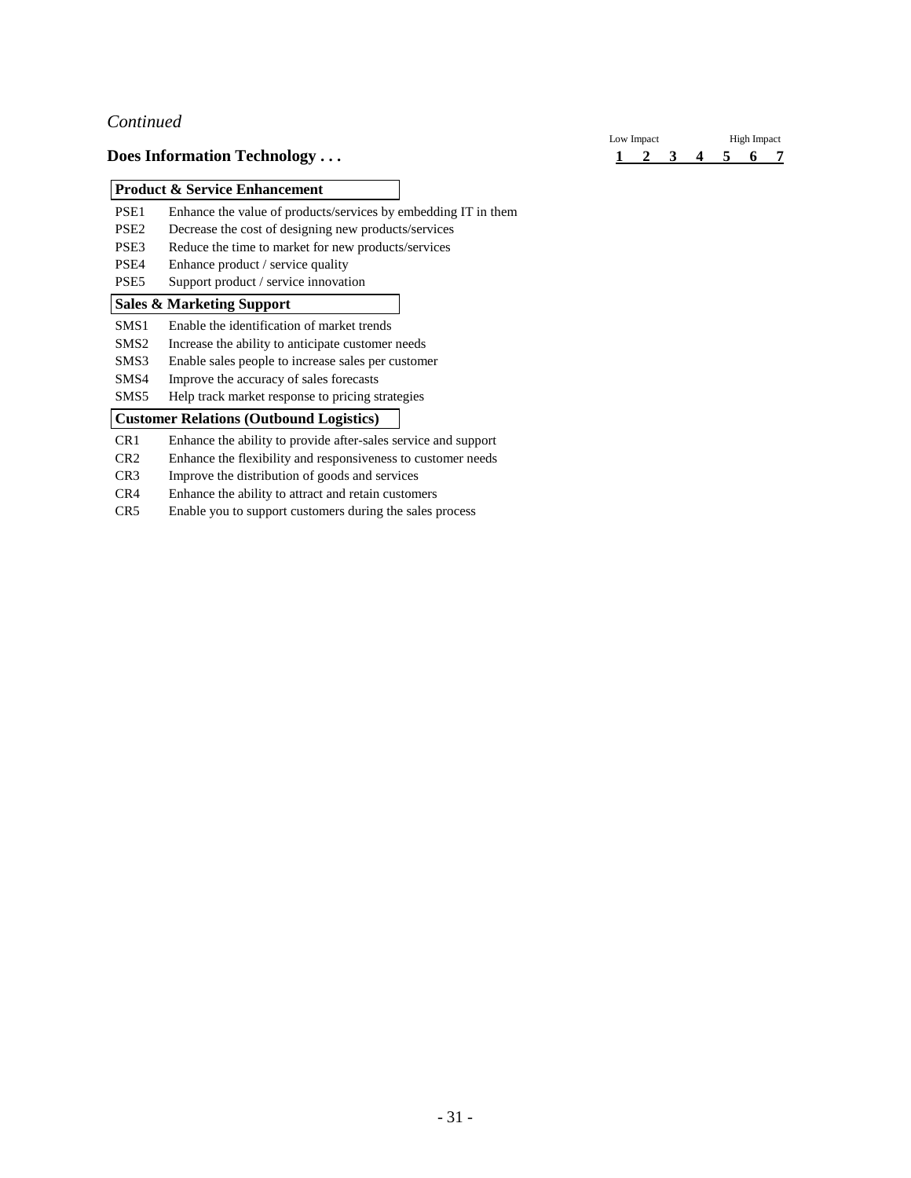*Continued*

| **Does Information Technology . . .** | | Low Impact **1** | **2** | **3** | **4** | **5** | **6** | High Impact **7** |
|---|---|---|---|---|---|---|---|---|
| **Product & Service Enhancement** | | | | | | | | |
| PSE1 | Enhance the value of products/services by embedding IT in them | | | | | | | |
| PSE2 | Decrease the cost of designing new products/services | | | | | | | |
| PSE3 | Reduce the time to market for new products/services | | | | | | | |
| PSE4 | Enhance product / service quality | | | | | | | |
| PSE5 | Support product / service innovation | | | | | | | |
| **Sales & Marketing Support** | | | | | | | | |
| SMS1 | Enable the identification of market trends | | | | | | | |
| SMS2 | Increase the ability to anticipate customer needs | | | | | | | |
| SMS3 | Enable sales people to increase sales per customer | | | | | | | |
| SMS4 | Improve the accuracy of sales forecasts | | | | | | | |
| SMS5 | Help track market response to pricing strategies | | | | | | | |
| **Customer Relations (Outbound Logistics)** | | | | | | | | |
| CR1 | Enhance the ability to provide after-sales service and support | | | | | | | |
| CR2 | Enhance the flexibility and responsiveness to customer needs | | | | | | | |
| CR3 | Improve the distribution of goods and services | | | | | | | |
| CR4 | Enhance the ability to attract and retain customers | | | | | | | |
| CR5 | Enable you to support customers during the sales process | | | | | | | |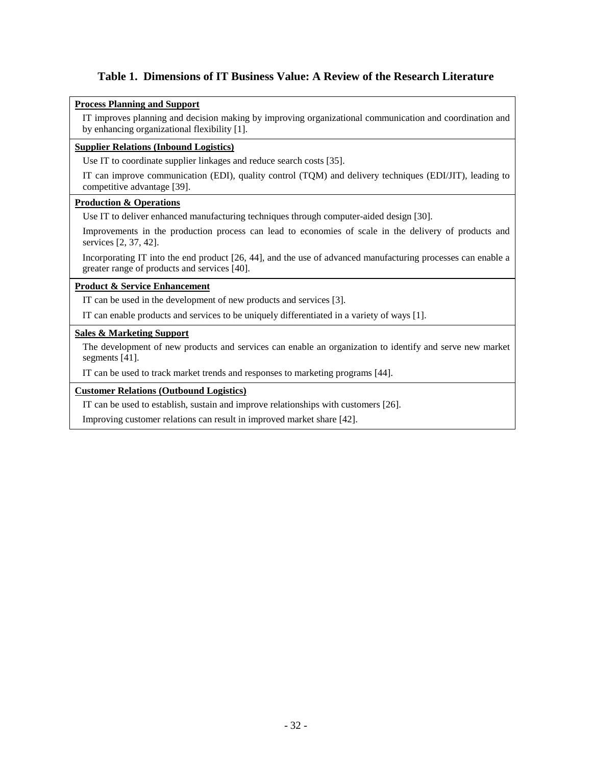## Table 1. Dimensions of IT Business Value: A Review of the Research Literature

| |
|---|
| **Process Planning and Support** |
| IT improves planning and decision making by improving organizational communication and coordination and by enhancing organizational flexibility [1]. |
| **Supplier Relations (Inbound Logistics)** |
| Use IT to coordinate supplier linkages and reduce search costs [35]. |
| IT can improve communication (EDI), quality control (TQM) and delivery techniques (EDI/JIT), leading to competitive advantage [39]. |
| **Production & Operations** |
| Use IT to deliver enhanced manufacturing techniques through computer-aided design [30]. |
| Improvements in the production process can lead to economies of scale in the delivery of products and services [2, 37, 42]. |
| Incorporating IT into the end product [26, 44], and the use of advanced manufacturing processes can enable a greater range of products and services [40]. |
| **Product & Service Enhancement** |
| IT can be used in the development of new products and services [3]. |
| IT can enable products and services to be uniquely differentiated in a variety of ways [1]. |
| **Sales & Marketing Support** |
| The development of new products and services can enable an organization to identify and serve new market segments [41]. |
| IT can be used to track market trends and responses to marketing programs [44]. |
| **Customer Relations (Outbound Logistics)** |
| IT can be used to establish, sustain and improve relationships with customers [26]. |
| Improving customer relations can result in improved market share [42]. |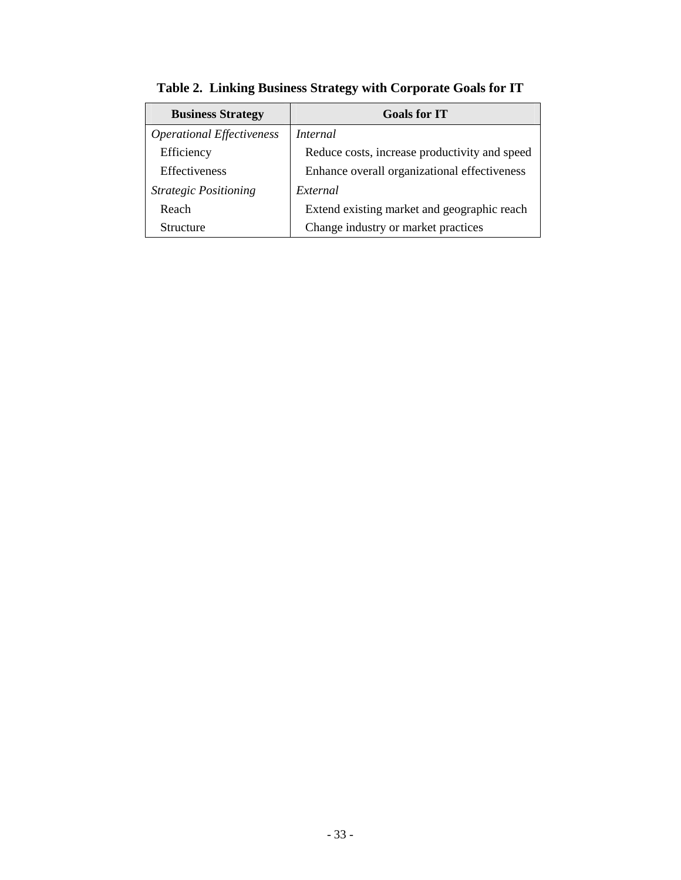**Table 2. Linking Business Strategy with Corporate Goals for IT**

| Business Strategy | Goals for IT |
| --- | --- |
| *Operational Effectiveness* | *Internal* |
| Efficiency | Reduce costs, increase productivity and speed |
| Effectiveness | Enhance overall organizational effectiveness |
| *Strategic Positioning* | *External* |
| Reach | Extend existing market and geographic reach |
| Structure | Change industry or market practices |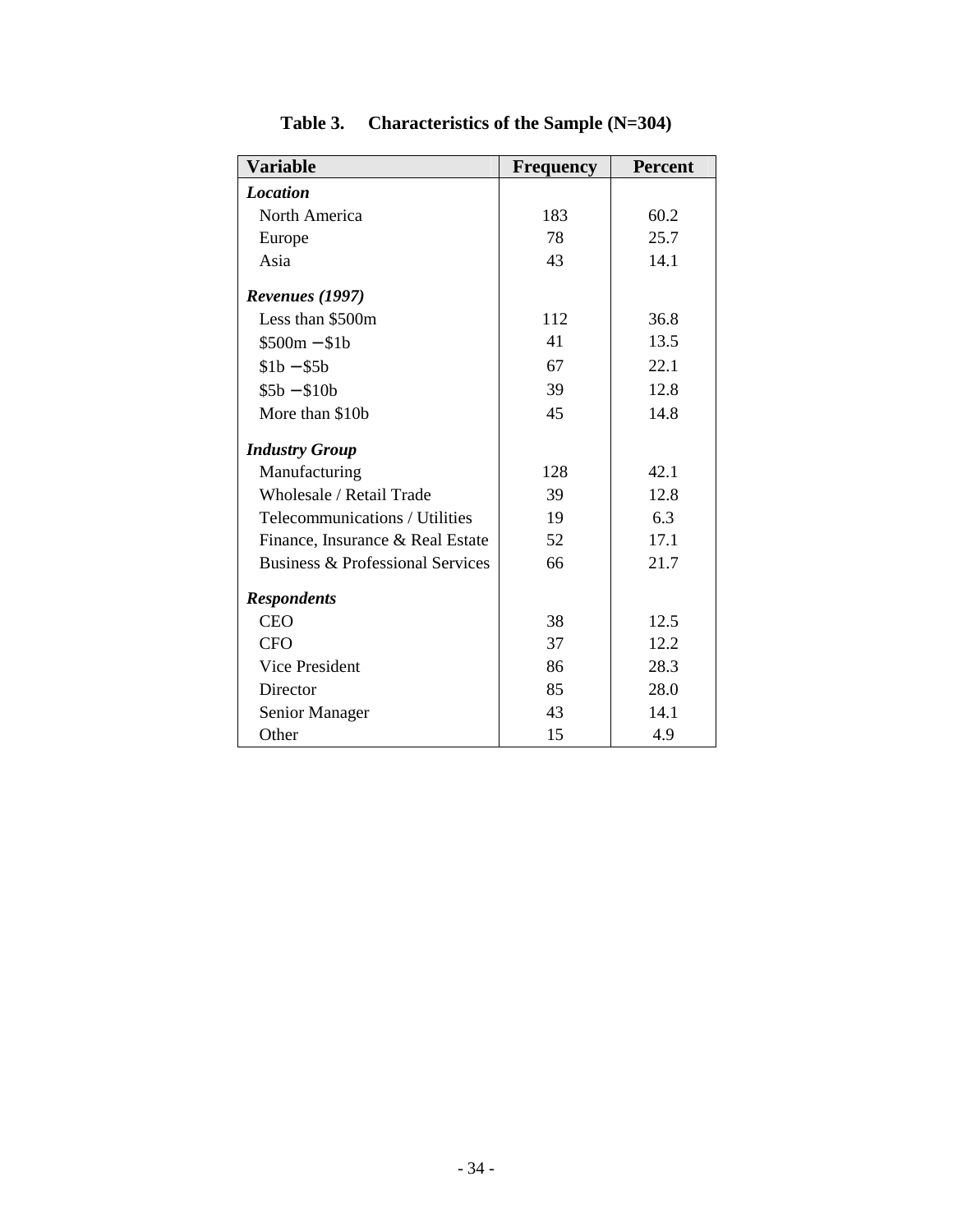**Table 3. Characteristics of the Sample (N=304)**

| Variable | Frequency | Percent |
|---|---|---|
| ***Location*** | | |
| North America | 183 | 60.2 |
| Europe | 78 | 25.7 |
| Asia | 43 | 14.1 |
| ***Revenues (1997)*** | | |
| Less than $500m | 112 | 36.8 |
| $500m – $1b | 41 | 13.5 |
| $1b – $5b | 67 | 22.1 |
| $5b – $10b | 39 | 12.8 |
| More than $10b | 45 | 14.8 |
| ***Industry Group*** | | |
| Manufacturing | 128 | 42.1 |
| Wholesale / Retail Trade | 39 | 12.8 |
| Telecommunications / Utilities | 19 | 6.3 |
| Finance, Insurance & Real Estate | 52 | 17.1 |
| Business & Professional Services | 66 | 21.7 |
| ***Respondents*** | | |
| CEO | 38 | 12.5 |
| CFO | 37 | 12.2 |
| Vice President | 86 | 28.3 |
| Director | 85 | 28.0 |
| Senior Manager | 43 | 14.1 |
| Other | 15 | 4.9 |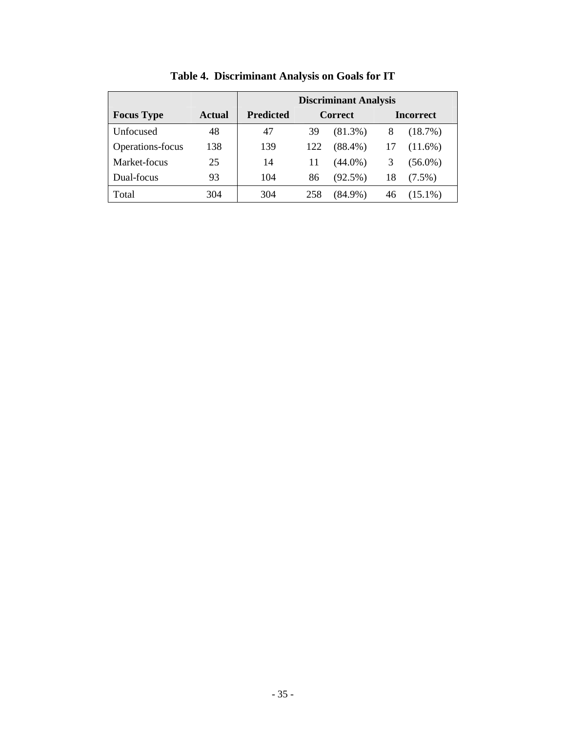**Table 4. Discriminant Analysis on Goals for IT**

| | | Discriminant Analysis | | | | |
|---|---|---|---|---|---|---|
| **Focus Type** | **Actual** | **Predicted** | **Correct** | | **Incorrect** | |
| Unfocused | 48 | 47 | 39 | (81.3%) | 8 | (18.7%) |
| Operations-focus | 138 | 139 | 122 | (88.4%) | 17 | (11.6%) |
| Market-focus | 25 | 14 | 11 | (44.0%) | 3 | (56.0%) |
| Dual-focus | 93 | 104 | 86 | (92.5%) | 18 | (7.5%) |
| Total | 304 | 304 | 258 | (84.9%) | 46 | (15.1%) |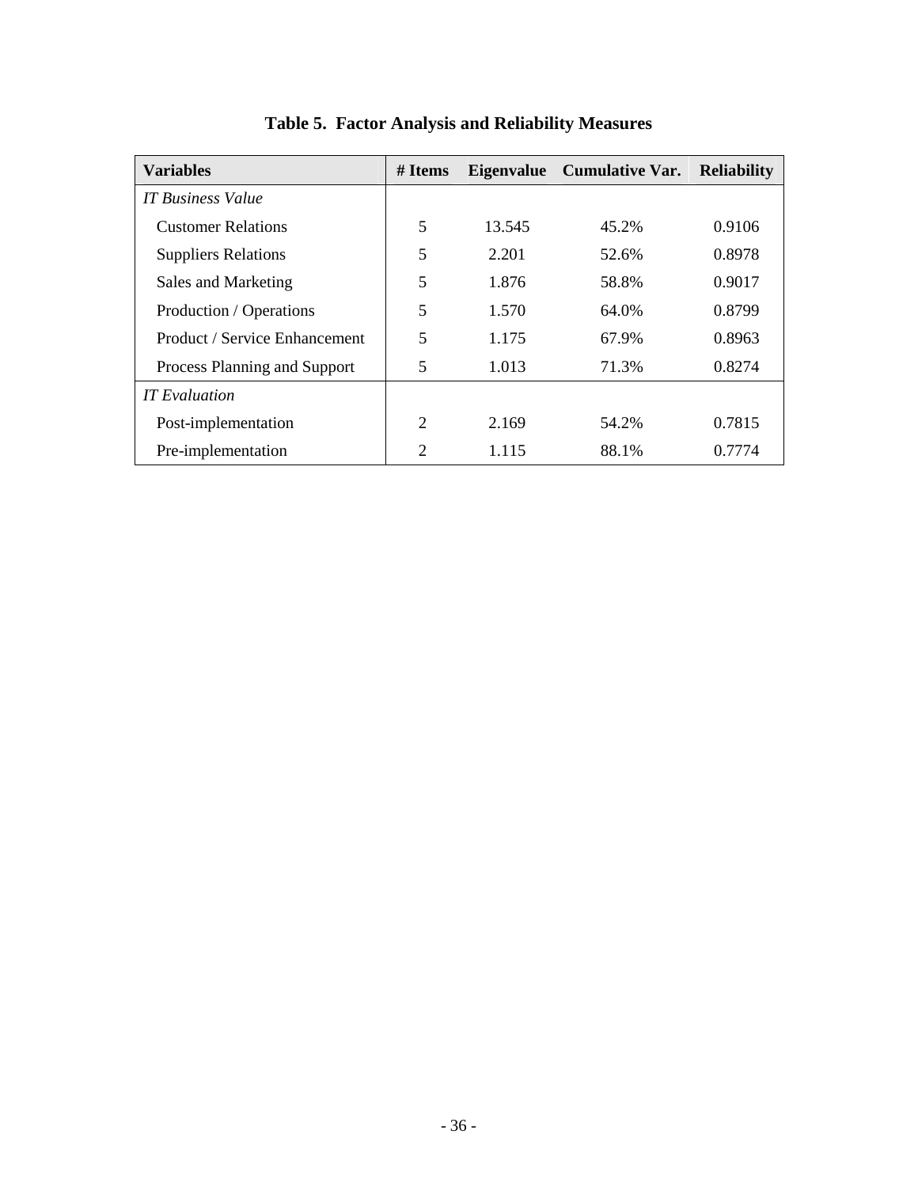**Table 5. Factor Analysis and Reliability Measures**

| Variables | # Items | Eigenvalue | Cumulative Var. | Reliability |
|---|---|---|---|---|
| *IT Business Value* | | | | |
| Customer Relations | 5 | 13.545 | 45.2% | 0.9106 |
| Suppliers Relations | 5 | 2.201 | 52.6% | 0.8978 |
| Sales and Marketing | 5 | 1.876 | 58.8% | 0.9017 |
| Production / Operations | 5 | 1.570 | 64.0% | 0.8799 |
| Product / Service Enhancement | 5 | 1.175 | 67.9% | 0.8963 |
| Process Planning and Support | 5 | 1.013 | 71.3% | 0.8274 |
| *IT Evaluation* | | | | |
| Post-implementation | 2 | 2.169 | 54.2% | 0.7815 |
| Pre-implementation | 2 | 1.115 | 88.1% | 0.7774 |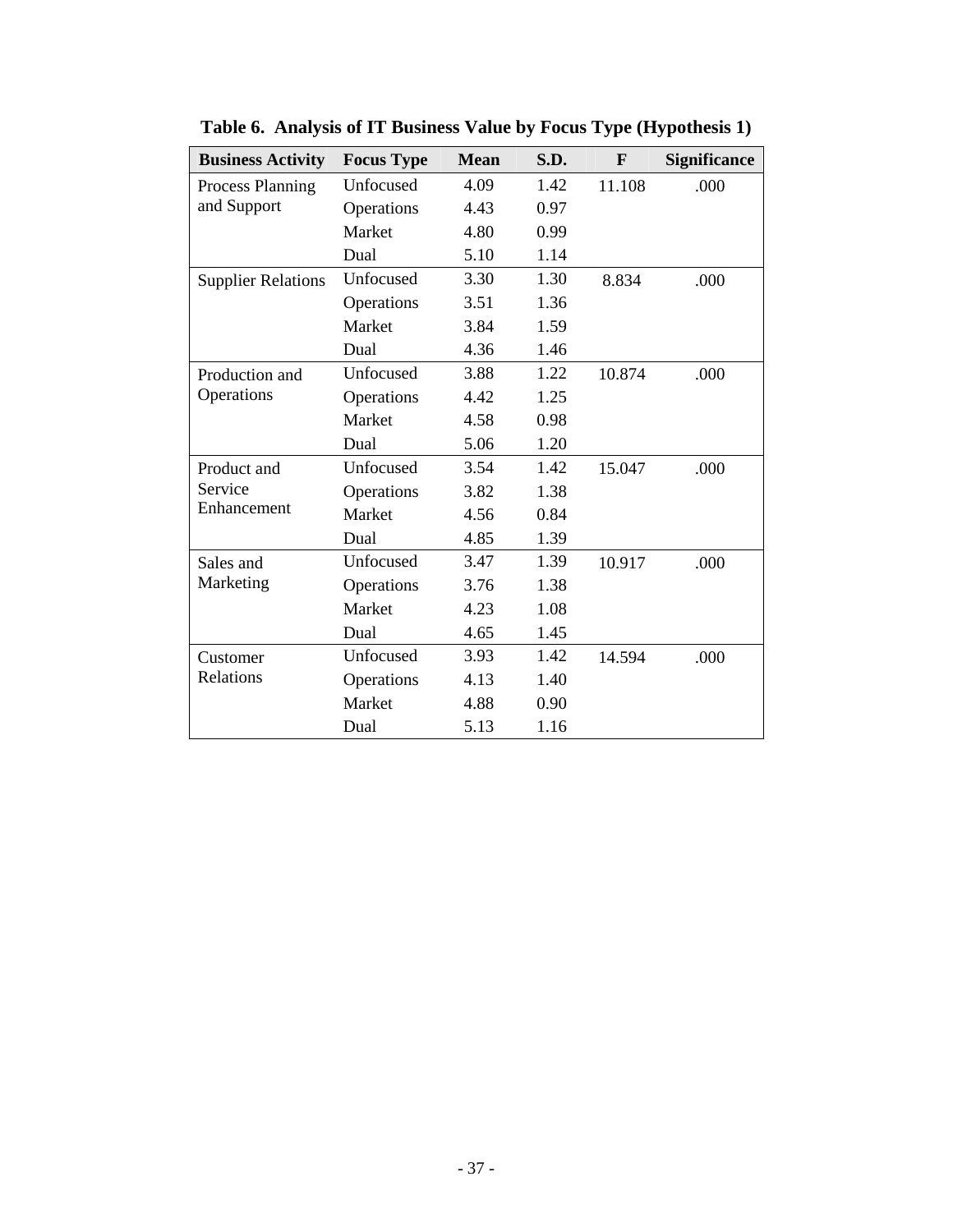**Table 6. Analysis of IT Business Value by Focus Type (Hypothesis 1)**

| Business Activity | Focus Type | Mean | S.D. | F | Significance |
|---|---|---|---|---|---|
| Process Planning and Support | Unfocused | 4.09 | 1.42 | 11.108 | .000 |
| | Operations | 4.43 | 0.97 | | |
| | Market | 4.80 | 0.99 | | |
| | Dual | 5.10 | 1.14 | | |
| Supplier Relations | Unfocused | 3.30 | 1.30 | 8.834 | .000 |
| | Operations | 3.51 | 1.36 | | |
| | Market | 3.84 | 1.59 | | |
| | Dual | 4.36 | 1.46 | | |
| Production and Operations | Unfocused | 3.88 | 1.22 | 10.874 | .000 |
| | Operations | 4.42 | 1.25 | | |
| | Market | 4.58 | 0.98 | | |
| | Dual | 5.06 | 1.20 | | |
| Product and Service Enhancement | Unfocused | 3.54 | 1.42 | 15.047 | .000 |
| | Operations | 3.82 | 1.38 | | |
| | Market | 4.56 | 0.84 | | |
| | Dual | 4.85 | 1.39 | | |
| Sales and Marketing | Unfocused | 3.47 | 1.39 | 10.917 | .000 |
| | Operations | 3.76 | 1.38 | | |
| | Market | 4.23 | 1.08 | | |
| | Dual | 4.65 | 1.45 | | |
| Customer Relations | Unfocused | 3.93 | 1.42 | 14.594 | .000 |
| | Operations | 4.13 | 1.40 | | |
| | Market | 4.88 | 0.90 | | |
| | Dual | 5.13 | 1.16 | | |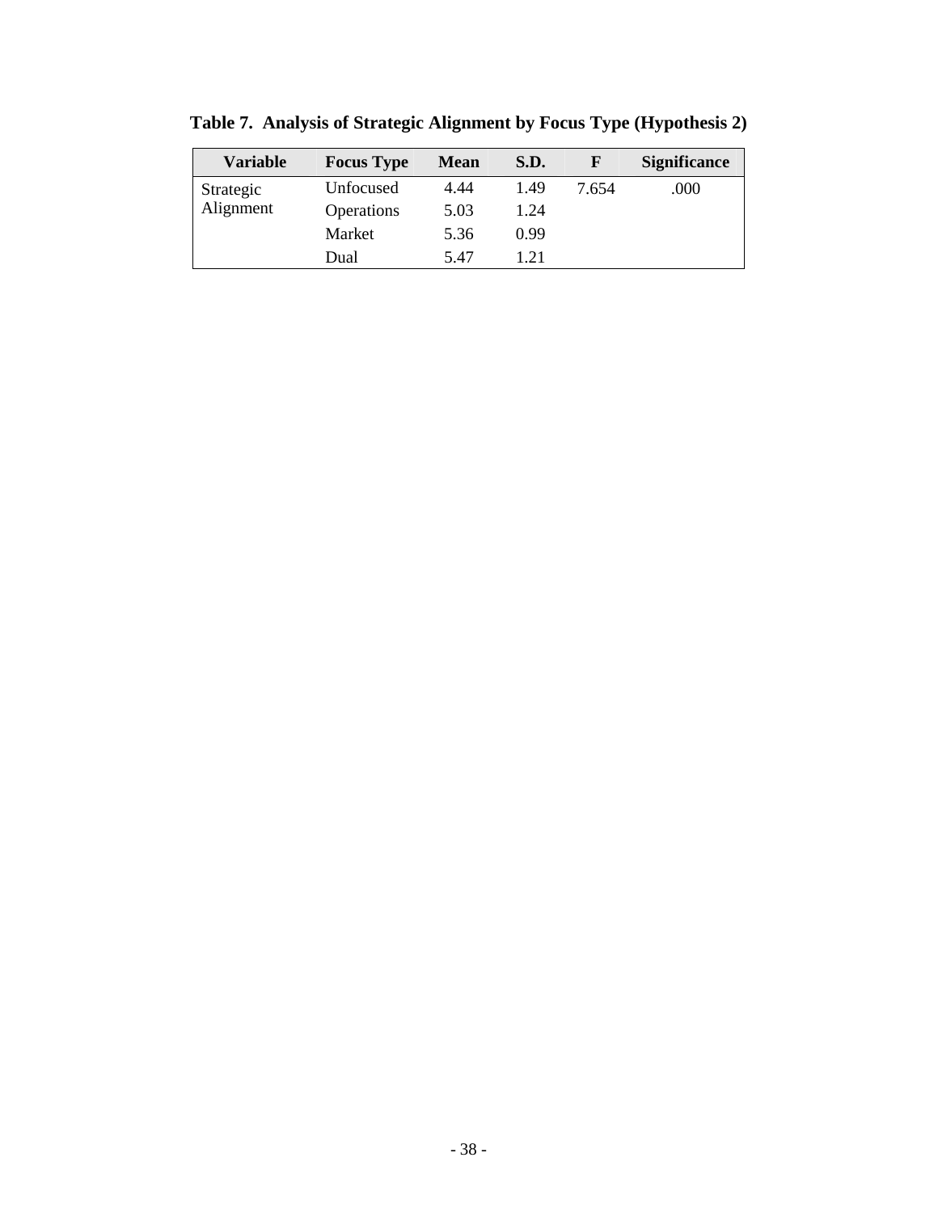**Table 7. Analysis of Strategic Alignment by Focus Type (Hypothesis 2)**

| Variable | Focus Type | Mean | S.D. | F | Significance |
|---|---|---|---|---|---|
| Strategic Alignment | Unfocused | 4.44 | 1.49 | 7.654 | .000 |
| | Operations | 5.03 | 1.24 | | |
| | Market | 5.36 | 0.99 | | |
| | Dual | 5.47 | 1.21 | | |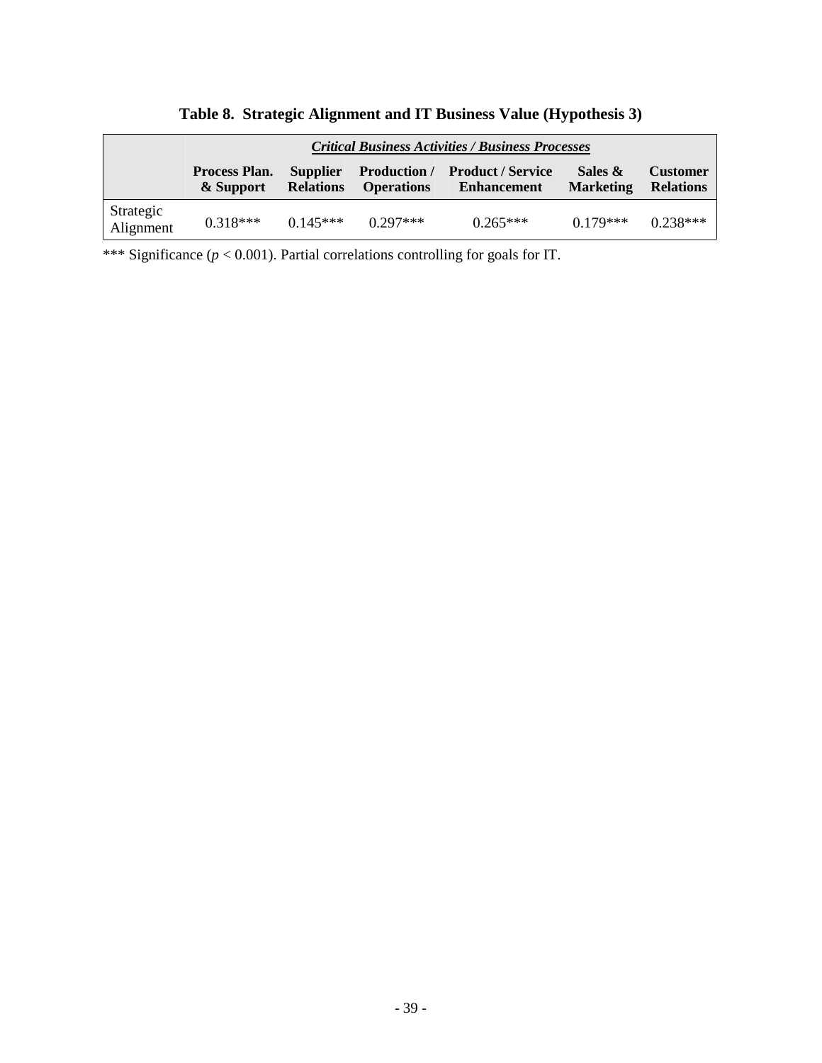**Table 8. Strategic Alignment and IT Business Value (Hypothesis 3)**

| | ***Critical Business Activities / Business Processes*** | | | | | |
|---|---|---|---|---|---|---|
| | **Process Plan. & Support** | **Supplier Relations** | **Production / Operations** | **Product / Service Enhancement** | **Sales & Marketing** | **Customer Relations** |
| Strategic Alignment | 0.318*** | 0.145*** | 0.297*** | 0.265*** | 0.179*** | 0.238*** |

*** Significance ($p < 0.001$). Partial correlations controlling for goals for IT.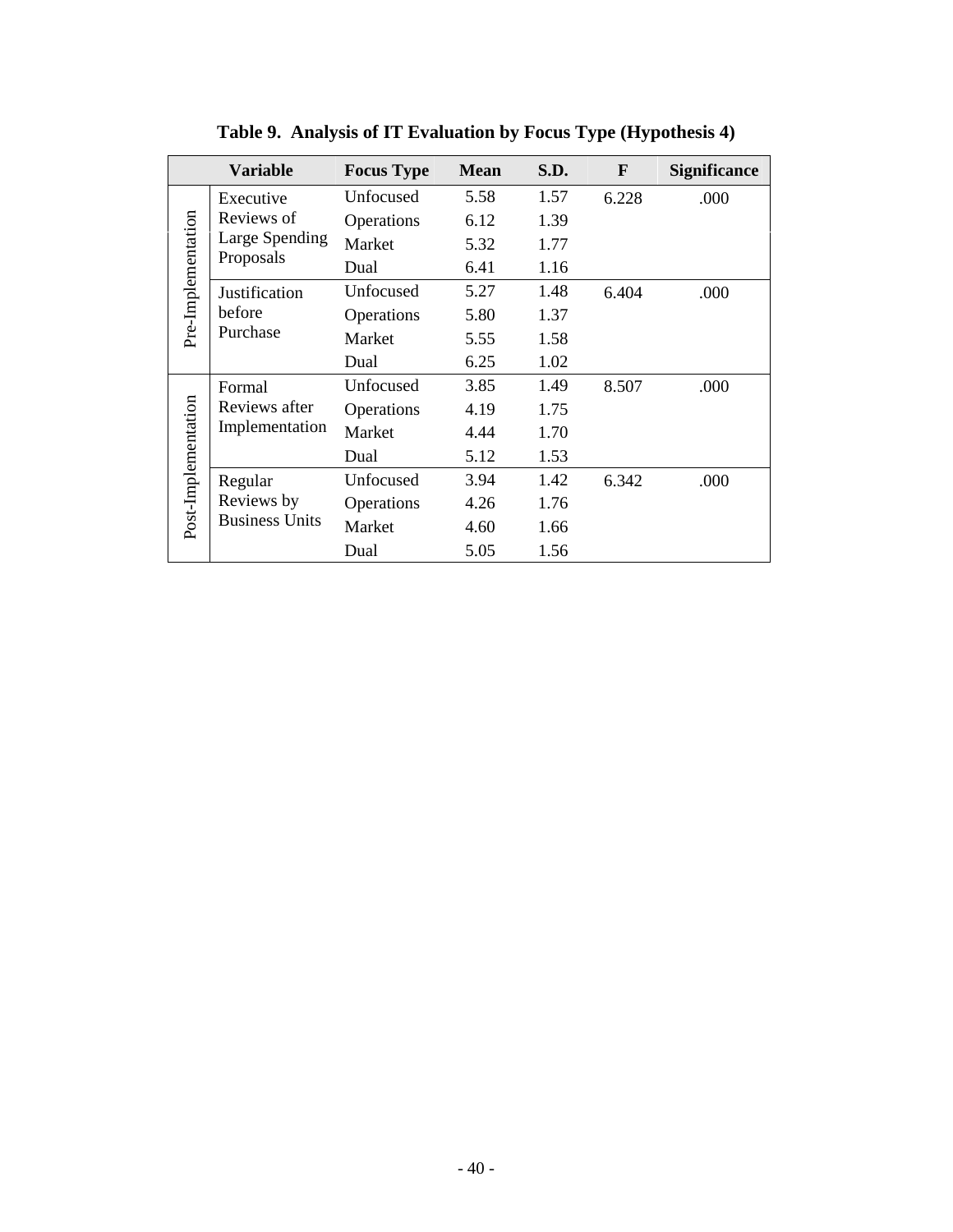**Table 9. Analysis of IT Evaluation by Focus Type (Hypothesis 4)**

| | Variable | Focus Type | Mean | S.D. | F | Significance |
|---|---|---|---|---|---|---|
| Pre-Implementation | Executive Reviews of Large Spending Proposals | Unfocused | 5.58 | 1.57 | 6.228 | .000 |
| | | Operations | 6.12 | 1.39 | | |
| | | Market | 5.32 | 1.77 | | |
| | | Dual | 6.41 | 1.16 | | |
| | Justification before Purchase | Unfocused | 5.27 | 1.48 | 6.404 | .000 |
| | | Operations | 5.80 | 1.37 | | |
| | | Market | 5.55 | 1.58 | | |
| | | Dual | 6.25 | 1.02 | | |
| Post-Implementation | Formal Reviews after Implementation | Unfocused | 3.85 | 1.49 | 8.507 | .000 |
| | | Operations | 4.19 | 1.75 | | |
| | | Market | 4.44 | 1.70 | | |
| | | Dual | 5.12 | 1.53 | | |
| | Regular Reviews by Business Units | Unfocused | 3.94 | 1.42 | 6.342 | .000 |
| | | Operations | 4.26 | 1.76 | | |
| | | Market | 4.60 | 1.66 | | |
| | | Dual | 5.05 | 1.56 | | |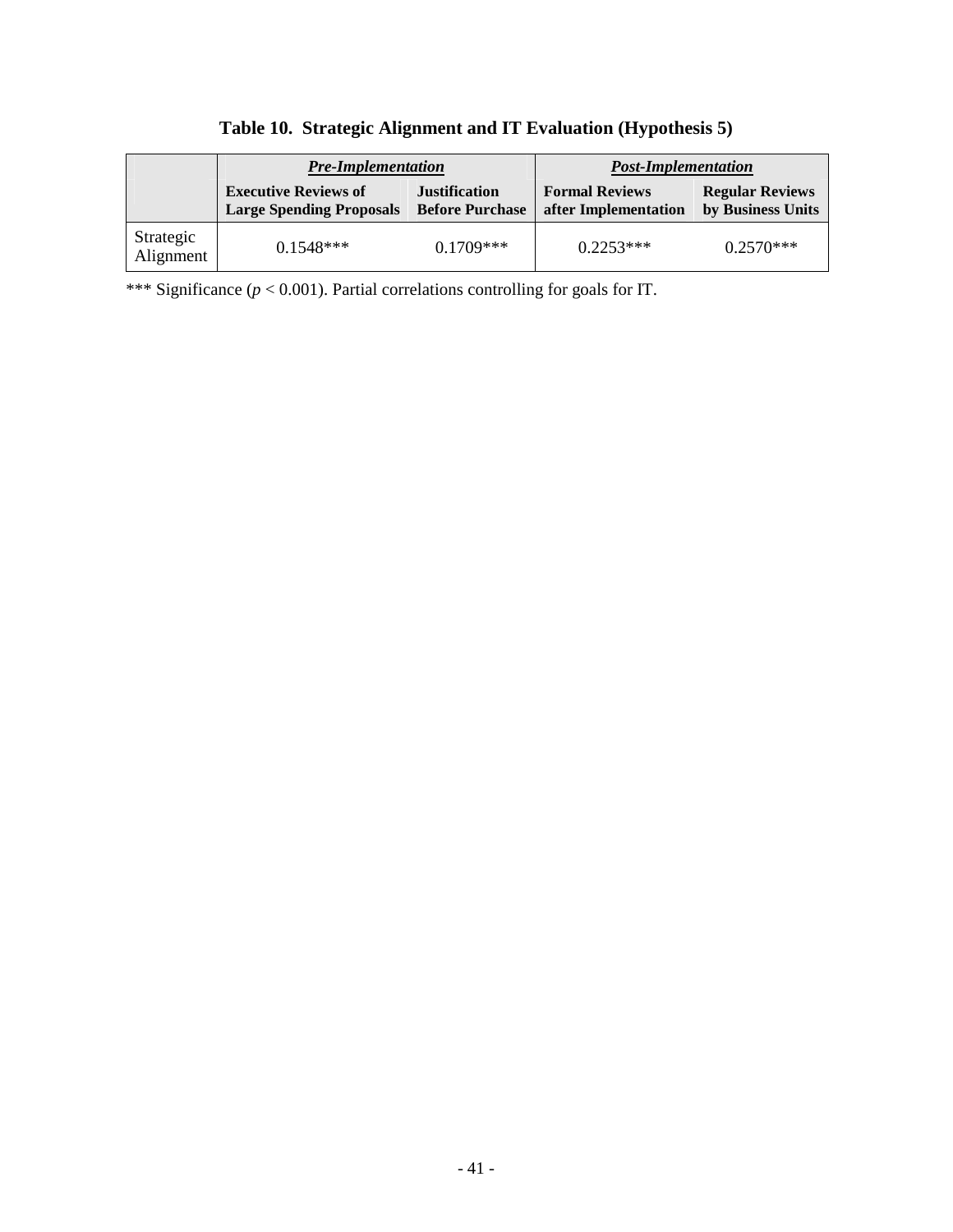**Table 10. Strategic Alignment and IT Evaluation (Hypothesis 5)**

| | ***Pre-Implementation*** | | ***Post-Implementation*** | |
|---|---|---|---|---|
| | **Executive Reviews of Large Spending Proposals** | **Justification Before Purchase** | **Formal Reviews after Implementation** | **Regular Reviews by Business Units** |
| Strategic Alignment | 0.1548*** | 0.1709*** | 0.2253*** | 0.2570*** |

*** Significance ($p < 0.001$). Partial correlations controlling for goals for IT.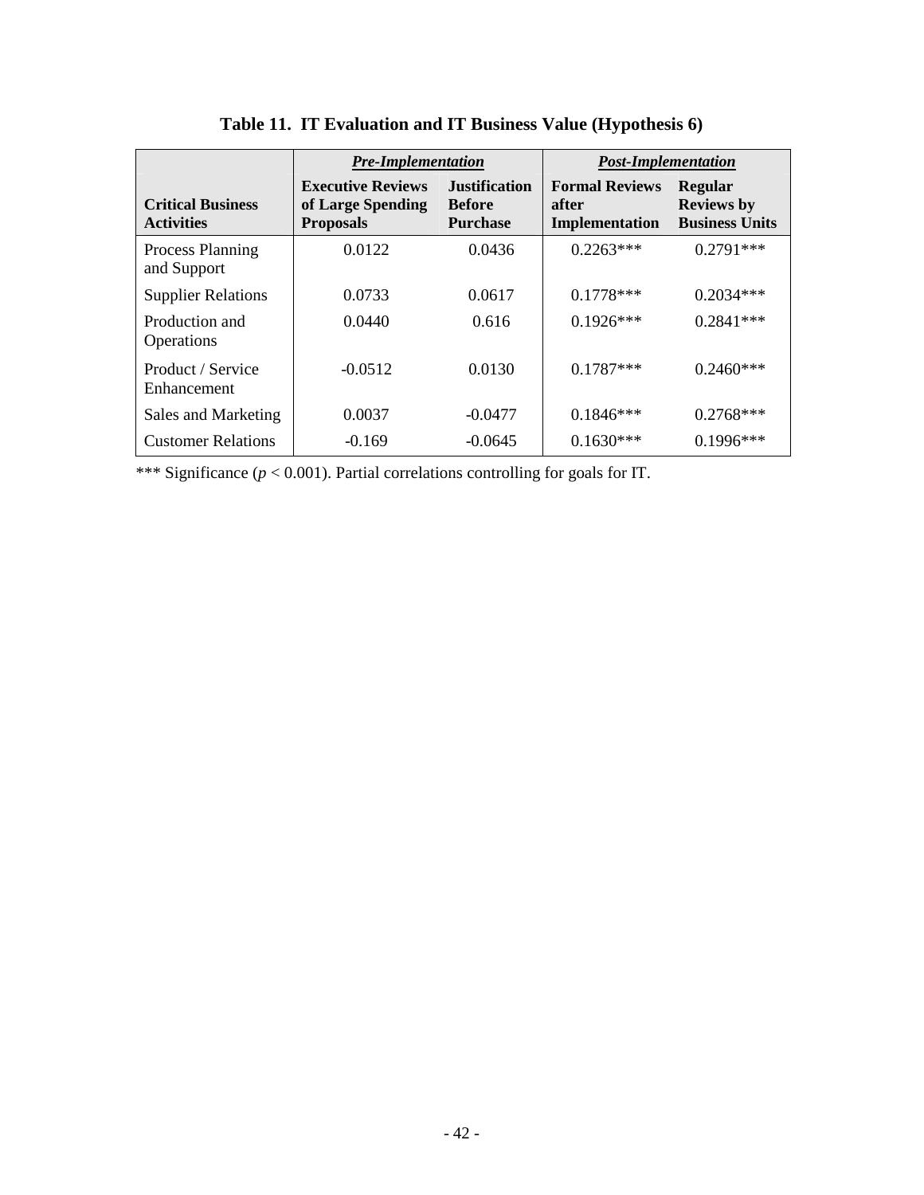**Table 11. IT Evaluation and IT Business Value (Hypothesis 6)**

| | ***Pre-Implementation*** | | ***Post-Implementation*** | |
|---|---|---|---|---|
| **Critical Business Activities** | **Executive Reviews of Large Spending Proposals** | **Justification Before Purchase** | **Formal Reviews after Implementation** | **Regular Reviews by Business Units** |
| Process Planning and Support | 0.0122 | 0.0436 | 0.2263*** | 0.2791*** |
| Supplier Relations | 0.0733 | 0.0617 | 0.1778*** | 0.2034*** |
| Production and Operations | 0.0440 | 0.616 | 0.1926*** | 0.2841*** |
| Product / Service Enhancement | -0.0512 | 0.0130 | 0.1787*** | 0.2460*** |
| Sales and Marketing | 0.0037 | -0.0477 | 0.1846*** | 0.2768*** |
| Customer Relations | -0.169 | -0.0645 | 0.1630*** | 0.1996*** |

*** Significance ($p < 0.001$). Partial correlations controlling for goals for IT.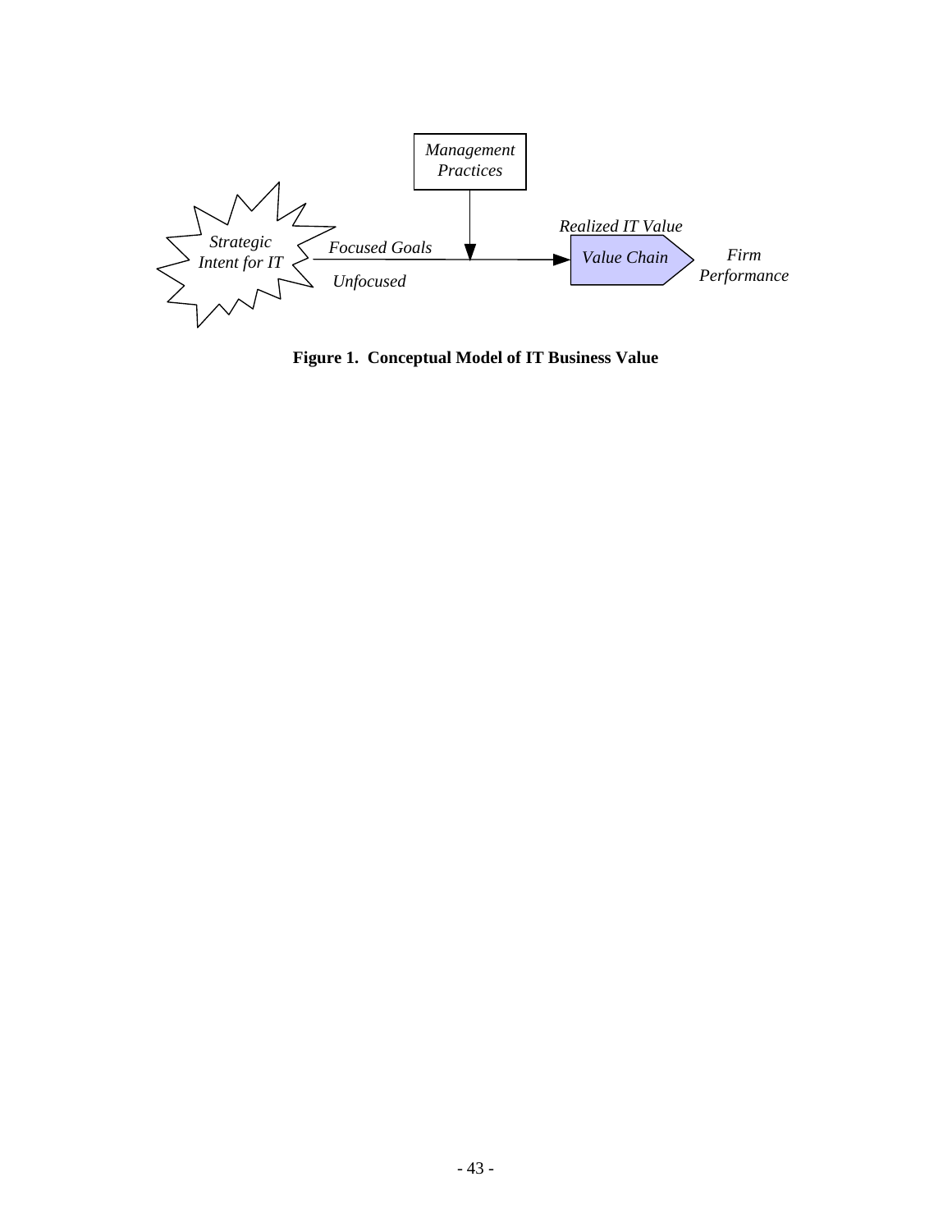Management Practices

Strategic Intent for IT

Focused Goals

Unfocused

Realized IT Value

Value Chain

Firm Performance

**Figure 1. Conceptual Model of IT Business Value**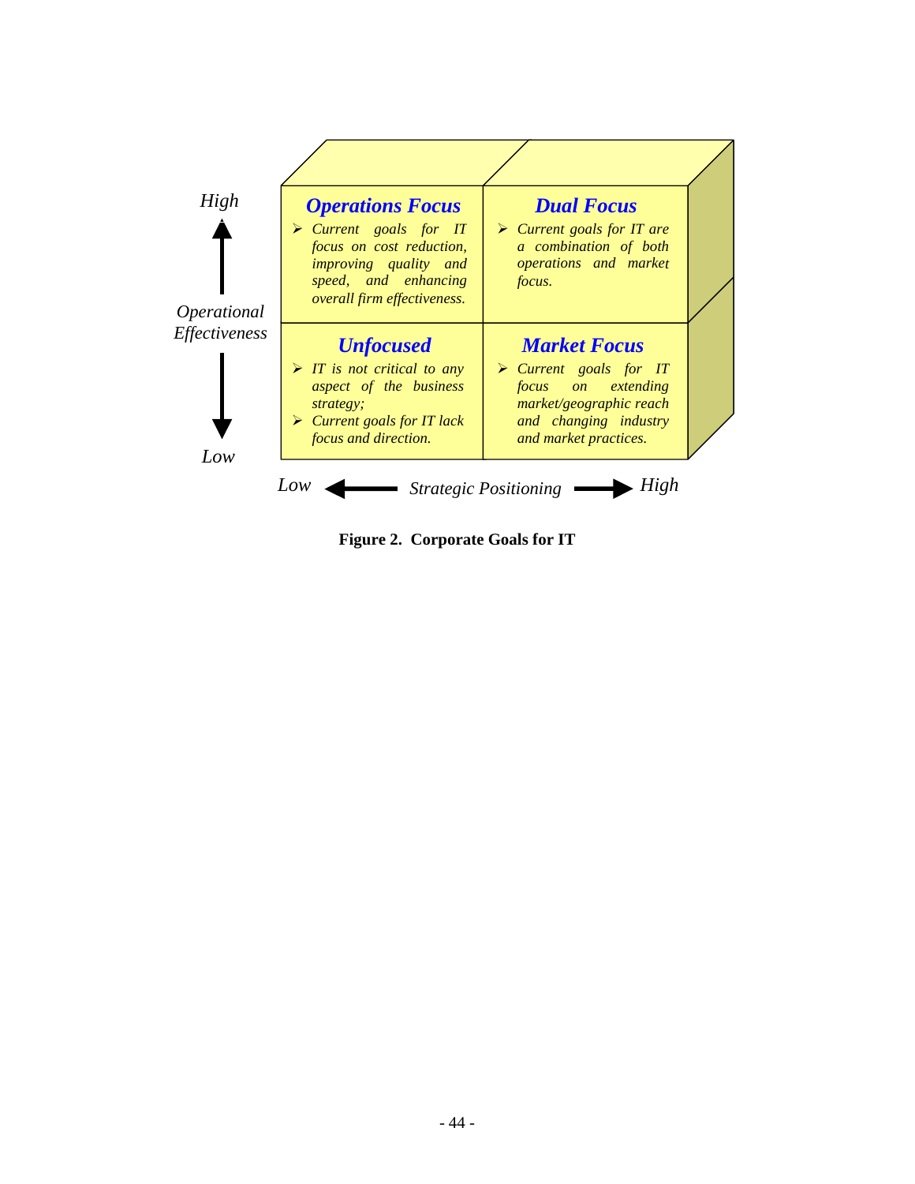| | Low Strategic Positioning | High Strategic Positioning |
|---|---|---|
| **High Operational Effectiveness** | ***Operations Focus*** <br> ➢ *Current goals for IT focus on cost reduction, improving quality and speed, and enhancing overall firm effectiveness.* | ***Dual Focus*** <br> ➢ *Current goals for IT are a combination of both operations and market focus.* |
| **Low Operational Effectiveness** | ***Unfocused*** <br> ➢ *IT is not critical to any aspect of the business strategy;* <br> ➢ *Current goals for IT lack focus and direction.* | ***Market Focus*** <br> ➢ *Current goals for IT focus on extending market/geographic reach and changing industry and market practices.* |

**Figure 2. Corporate Goals for IT**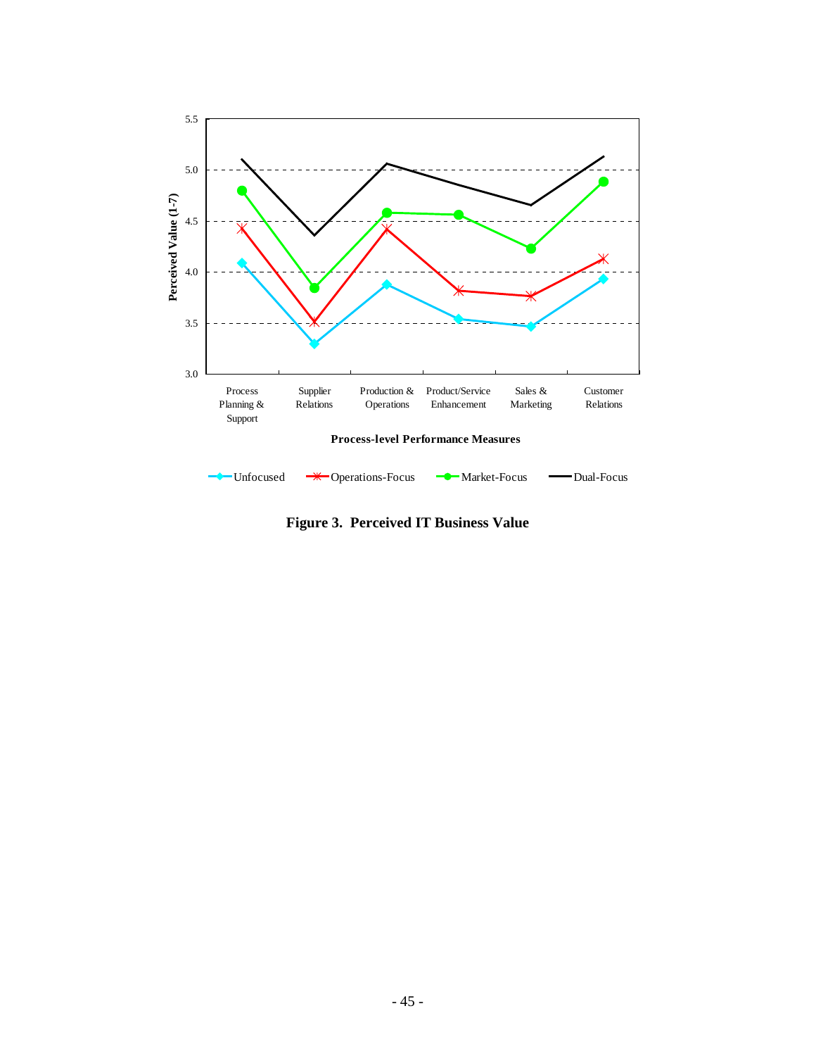**Figure 3. Perceived IT Business Value**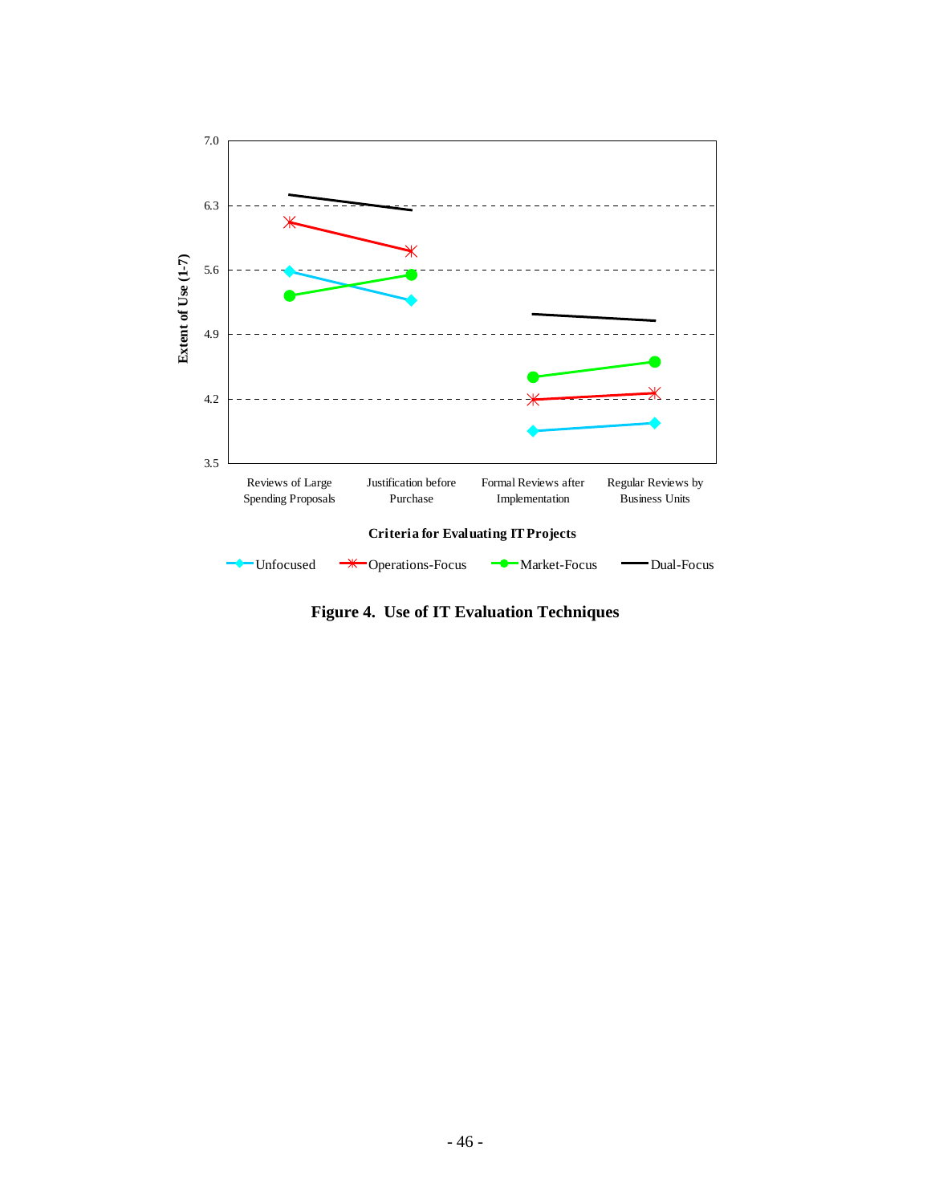**Figure 4. Use of IT Evaluation Techniques**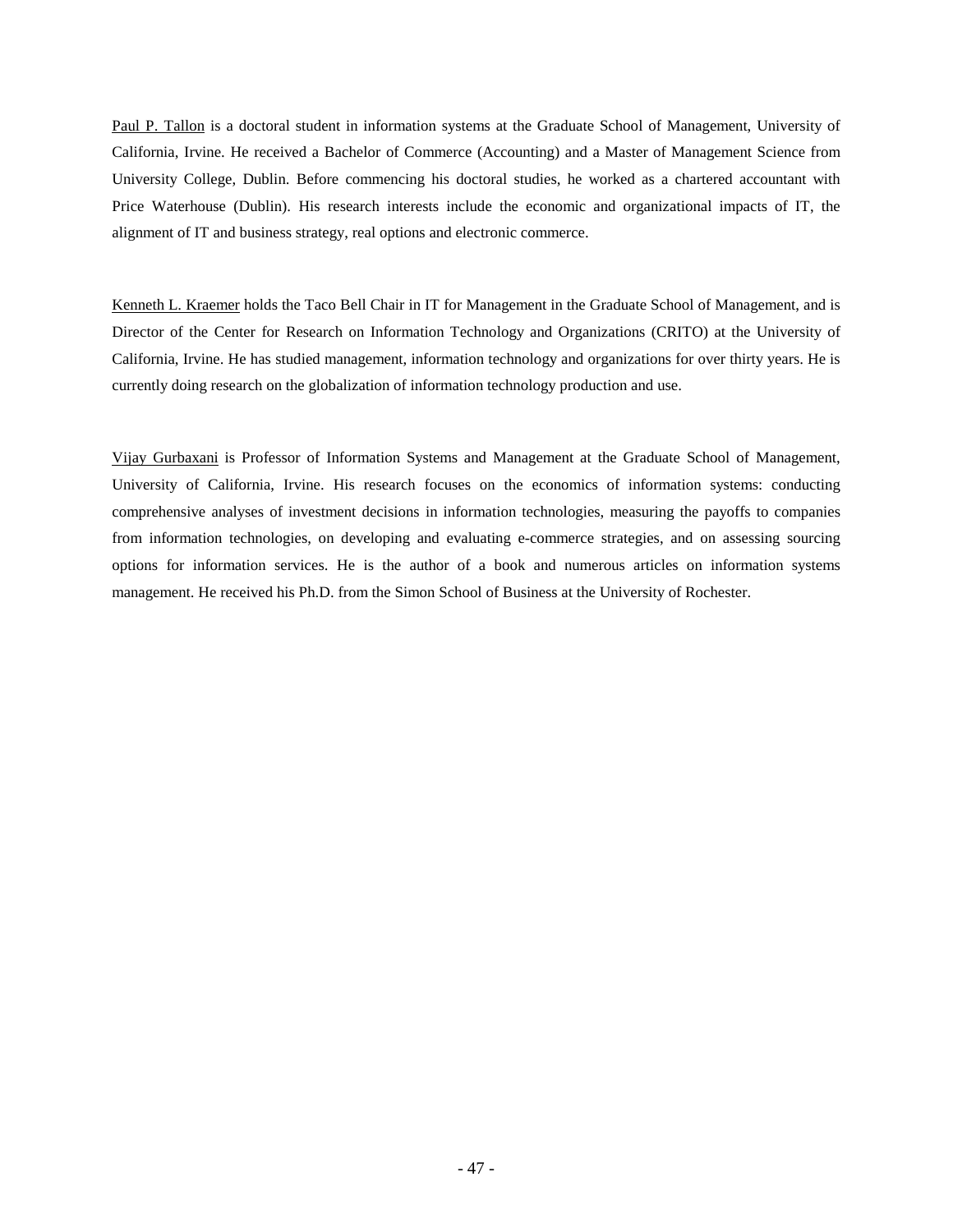<u>Paul P. Tallon</u> is a doctoral student in information systems at the Graduate School of Management, University of California, Irvine. He received a Bachelor of Commerce (Accounting) and a Master of Management Science from University College, Dublin. Before commencing his doctoral studies, he worked as a chartered accountant with Price Waterhouse (Dublin). His research interests include the economic and organizational impacts of IT, the alignment of IT and business strategy, real options and electronic commerce.

<u>Kenneth L. Kraemer</u> holds the Taco Bell Chair in IT for Management in the Graduate School of Management, and is Director of the Center for Research on Information Technology and Organizations (CRITO) at the University of California, Irvine. He has studied management, information technology and organizations for over thirty years. He is currently doing research on the globalization of information technology production and use.

<u>Vijay Gurbaxani</u> is Professor of Information Systems and Management at the Graduate School of Management, University of California, Irvine. His research focuses on the economics of information systems: conducting comprehensive analyses of investment decisions in information technologies, measuring the payoffs to companies from information technologies, on developing and evaluating e-commerce strategies, and on assessing sourcing options for information services. He is the author of a book and numerous articles on information systems management. He received his Ph.D. from the Simon School of Business at the University of Rochester.